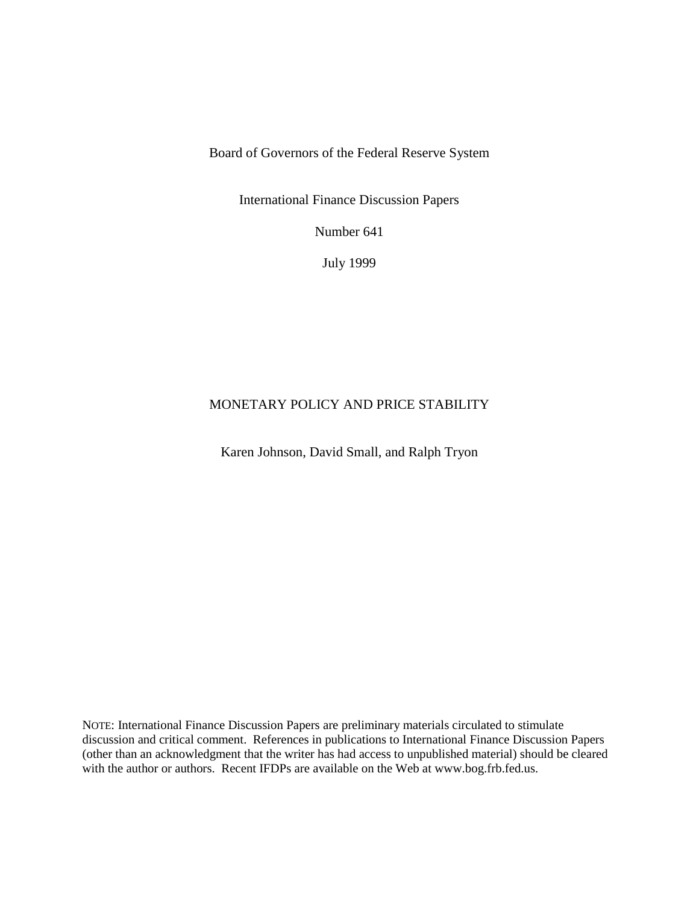Board of Governors of the Federal Reserve System

International Finance Discussion Papers

Number 641

July 1999

# MONETARY POLICY AND PRICE STABILITY

Karen Johnson, David Small, and Ralph Tryon

NOTE: International Finance Discussion Papers are preliminary materials circulated to stimulate discussion and critical comment. References in publications to International Finance Discussion Papers (other than an acknowledgment that the writer has had access to unpublished material) should be cleared with the author or authors. Recent IFDPs are available on the Web at www.bog.frb.fed.us.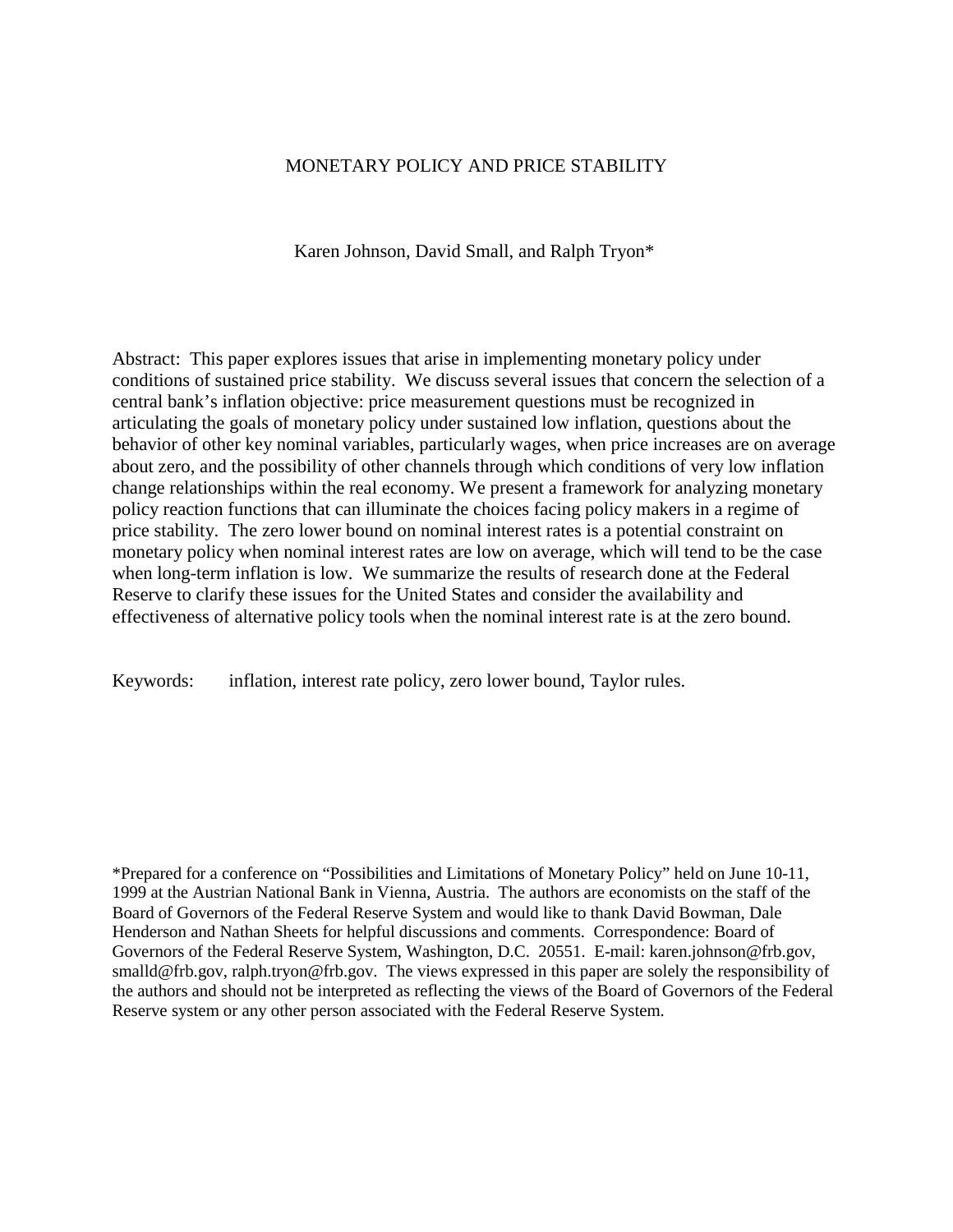# MONETARY POLICY AND PRICE STABILITY

Karen Johnson, David Small, and Ralph Tryon*

Abstract: This paper explores issues that arise in implementing monetary policy under conditions of sustained price stability. We discuss several issues that concern the selection of a central bank's inflation objective: price measurement questions must be recognized in articulating the goals of monetary policy under sustained low inflation, questions about the behavior of other key nominal variables, particularly wages, when price increases are on average about zero, and the possibility of other channels through which conditions of very low inflation change relationships within the real economy. We present a framework for analyzing monetary policy reaction functions that can illuminate the choices facing policy makers in a regime of price stability. The zero lower bound on nominal interest rates is a potential constraint on monetary policy when nominal interest rates are low on average, which will tend to be the case when long-term inflation is low. We summarize the results of research done at the Federal Reserve to clarify these issues for the United States and consider the availability and effectiveness of alternative policy tools when the nominal interest rate is at the zero bound.

Keywords: inflation, interest rate policy, zero lower bound, Taylor rules.

*Prepared for a conference on "Possibilities and Limitations of Monetary Policy" held on June 10-11, 1999 at the Austrian National Bank in Vienna, Austria. The authors are economists on the staff of the Board of Governors of the Federal Reserve System and would like to thank David Bowman, Dale Henderson and Nathan Sheets for helpful discussions and comments. Correspondence: Board of Governors of the Federal Reserve System, Washington, D.C. 20551. E-mail: karen.johnson@frb.gov, smalld@frb.gov, ralph.tryon@frb.gov. The views expressed in this paper are solely the responsibility of the authors and should not be interpreted as reflecting the views of the Board of Governors of the Federal Reserve system or any other person associated with the Federal Reserve System.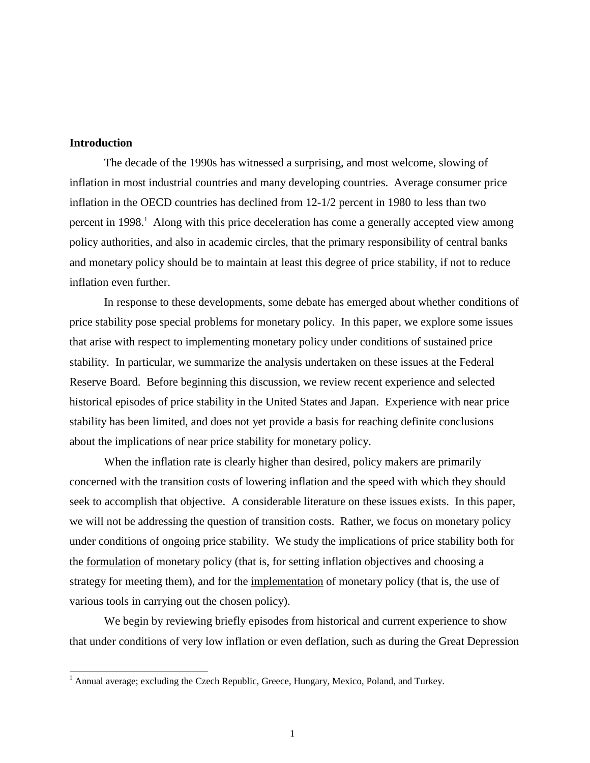**Introduction**

The decade of the 1990s has witnessed a surprising, and most welcome, slowing of inflation in most industrial countries and many developing countries. Average consumer price inflation in the OECD countries has declined from 12-1/2 percent in 1980 to less than two percent in 1998.[1] Along with this price deceleration has come a generally accepted view among policy authorities, and also in academic circles, that the primary responsibility of central banks and monetary policy should be to maintain at least this degree of price stability, if not to reduce inflation even further.

In response to these developments, some debate has emerged about whether conditions of price stability pose special problems for monetary policy. In this paper, we explore some issues that arise with respect to implementing monetary policy under conditions of sustained price stability. In particular, we summarize the analysis undertaken on these issues at the Federal Reserve Board. Before beginning this discussion, we review recent experience and selected historical episodes of price stability in the United States and Japan. Experience with near price stability has been limited, and does not yet provide a basis for reaching definite conclusions about the implications of near price stability for monetary policy.

When the inflation rate is clearly higher than desired, policy makers are primarily concerned with the transition costs of lowering inflation and the speed with which they should seek to accomplish that objective. A considerable literature on these issues exists. In this paper, we will not be addressing the question of transition costs. Rather, we focus on monetary policy under conditions of ongoing price stability. We study the implications of price stability both for the <u>formulation</u> of monetary policy (that is, for setting inflation objectives and choosing a strategy for meeting them), and for the <u>implementation</u> of monetary policy (that is, the use of various tools in carrying out the chosen policy).

We begin by reviewing briefly episodes from historical and current experience to show that under conditions of very low inflation or even deflation, such as during the Great Depression

[1] Annual average; excluding the Czech Republic, Greece, Hungary, Mexico, Poland, and Turkey.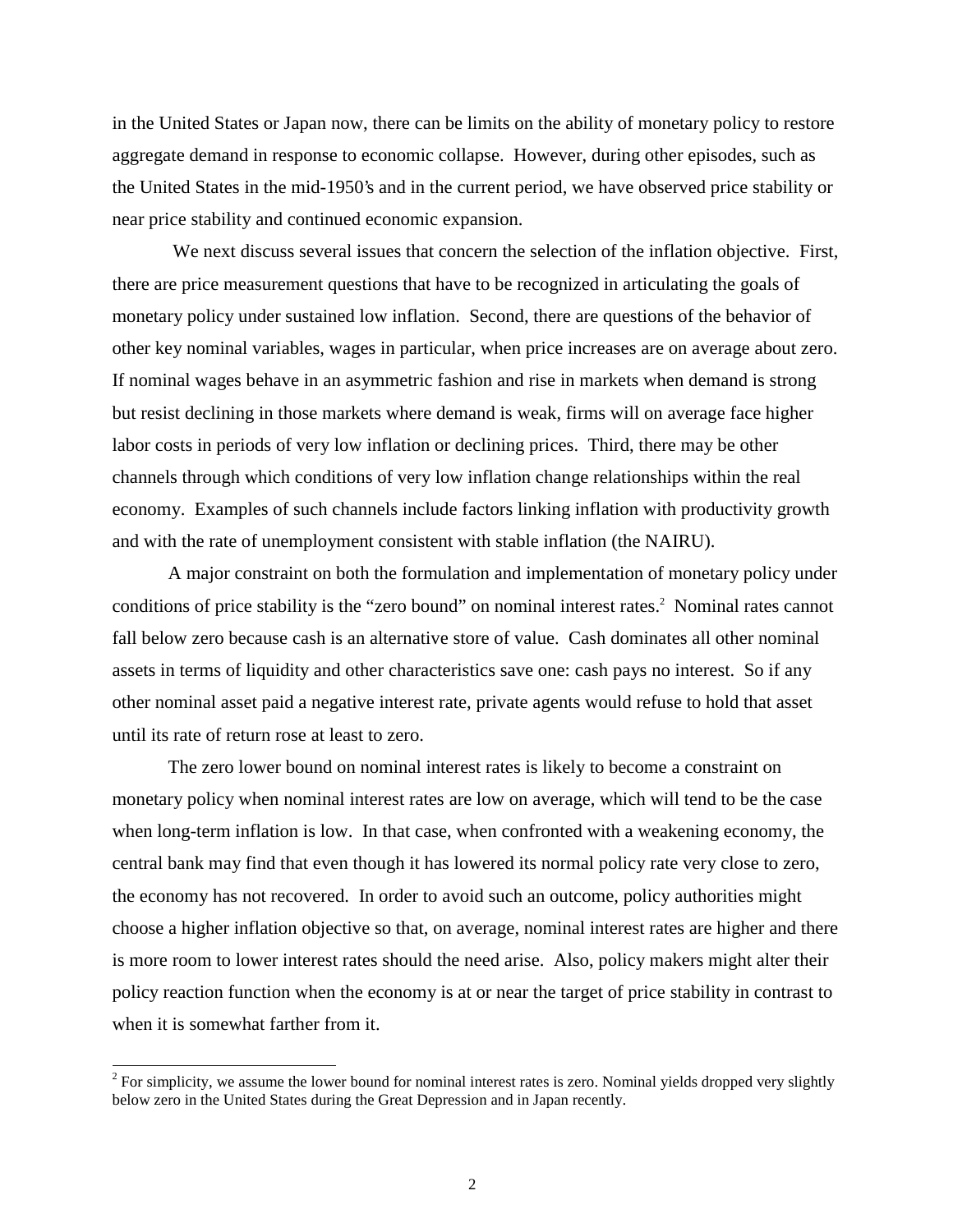in the United States or Japan now, there can be limits on the ability of monetary policy to restore aggregate demand in response to economic collapse. However, during other episodes, such as the United States in the mid-1950's and in the current period, we have observed price stability or near price stability and continued economic expansion.

We next discuss several issues that concern the selection of the inflation objective. First, there are price measurement questions that have to be recognized in articulating the goals of monetary policy under sustained low inflation. Second, there are questions of the behavior of other key nominal variables, wages in particular, when price increases are on average about zero. If nominal wages behave in an asymmetric fashion and rise in markets when demand is strong but resist declining in those markets where demand is weak, firms will on average face higher labor costs in periods of very low inflation or declining prices. Third, there may be other channels through which conditions of very low inflation change relationships within the real economy. Examples of such channels include factors linking inflation with productivity growth and with the rate of unemployment consistent with stable inflation (the NAIRU).

A major constraint on both the formulation and implementation of monetary policy under conditions of price stability is the "zero bound" on nominal interest rates.[2] Nominal rates cannot fall below zero because cash is an alternative store of value. Cash dominates all other nominal assets in terms of liquidity and other characteristics save one: cash pays no interest. So if any other nominal asset paid a negative interest rate, private agents would refuse to hold that asset until its rate of return rose at least to zero.

The zero lower bound on nominal interest rates is likely to become a constraint on monetary policy when nominal interest rates are low on average, which will tend to be the case when long-term inflation is low. In that case, when confronted with a weakening economy, the central bank may find that even though it has lowered its normal policy rate very close to zero, the economy has not recovered. In order to avoid such an outcome, policy authorities might choose a higher inflation objective so that, on average, nominal interest rates are higher and there is more room to lower interest rates should the need arise. Also, policy makers might alter their policy reaction function when the economy is at or near the target of price stability in contrast to when it is somewhat farther from it.

[2] For simplicity, we assume the lower bound for nominal interest rates is zero. Nominal yields dropped very slightly below zero in the United States during the Great Depression and in Japan recently.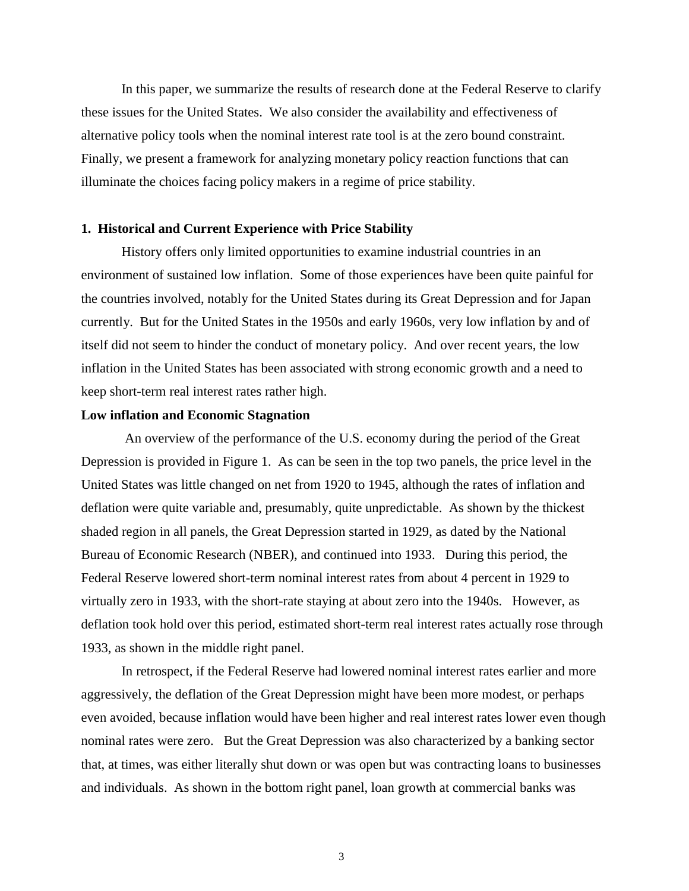In this paper, we summarize the results of research done at the Federal Reserve to clarify these issues for the United States. We also consider the availability and effectiveness of alternative policy tools when the nominal interest rate tool is at the zero bound constraint. Finally, we present a framework for analyzing monetary policy reaction functions that can illuminate the choices facing policy makers in a regime of price stability.

## 1. Historical and Current Experience with Price Stability

History offers only limited opportunities to examine industrial countries in an environment of sustained low inflation. Some of those experiences have been quite painful for the countries involved, notably for the United States during its Great Depression and for Japan currently. But for the United States in the 1950s and early 1960s, very low inflation by and of itself did not seem to hinder the conduct of monetary policy. And over recent years, the low inflation in the United States has been associated with strong economic growth and a need to keep short-term real interest rates rather high.

### Low inflation and Economic Stagnation

An overview of the performance of the U.S. economy during the period of the Great Depression is provided in Figure 1. As can be seen in the top two panels, the price level in the United States was little changed on net from 1920 to 1945, although the rates of inflation and deflation were quite variable and, presumably, quite unpredictable. As shown by the thickest shaded region in all panels, the Great Depression started in 1929, as dated by the National Bureau of Economic Research (NBER), and continued into 1933. During this period, the Federal Reserve lowered short-term nominal interest rates from about 4 percent in 1929 to virtually zero in 1933, with the short-rate staying at about zero into the 1940s. However, as deflation took hold over this period, estimated short-term real interest rates actually rose through 1933, as shown in the middle right panel.

In retrospect, if the Federal Reserve had lowered nominal interest rates earlier and more aggressively, the deflation of the Great Depression might have been more modest, or perhaps even avoided, because inflation would have been higher and real interest rates lower even though nominal rates were zero. But the Great Depression was also characterized by a banking sector that, at times, was either literally shut down or was open but was contracting loans to businesses and individuals. As shown in the bottom right panel, loan growth at commercial banks was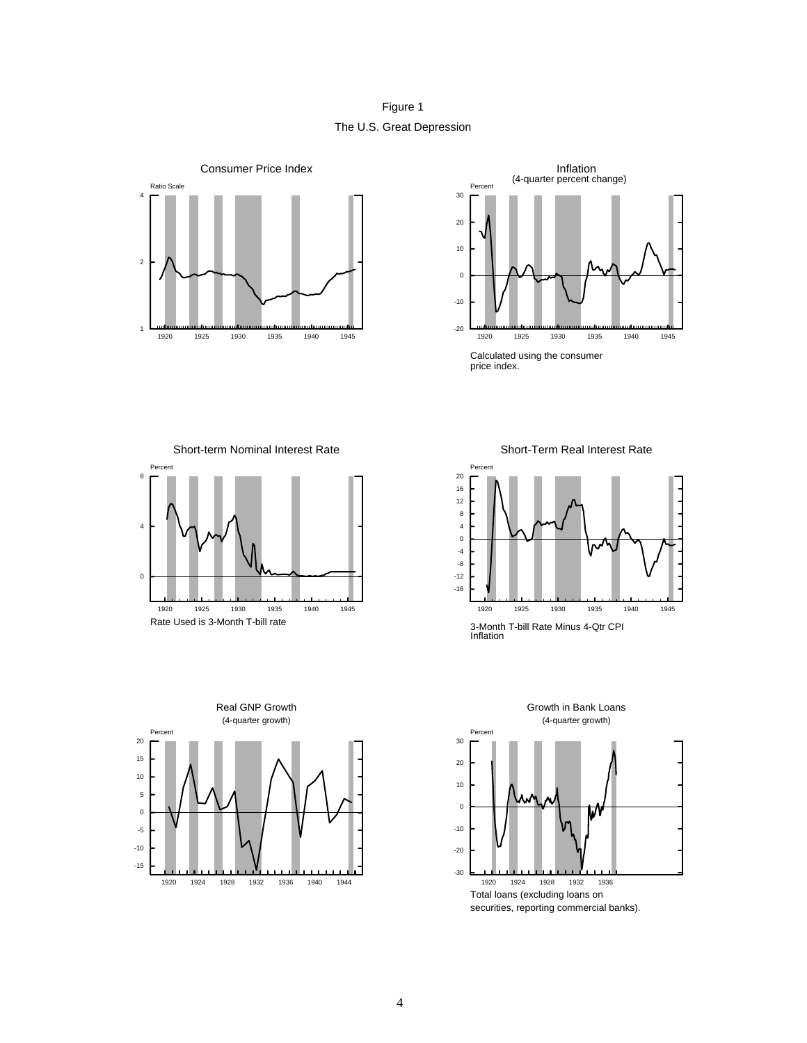Figure 1

The U.S. Great Depression

Consumer Price Index

Inflation (4-quarter percent change)

Calculated using the consumer price index.

Short-term Nominal Interest Rate

Rate Used is 3-Month T-bill rate

Short-Term Real Interest Rate

3-Month T-bill Rate Minus 4-Qtr CPI Inflation

Real GNP Growth (4-quarter growth)

Growth in Bank Loans (4-quarter growth)

Total loans (excluding loans on securities, reporting commercial banks).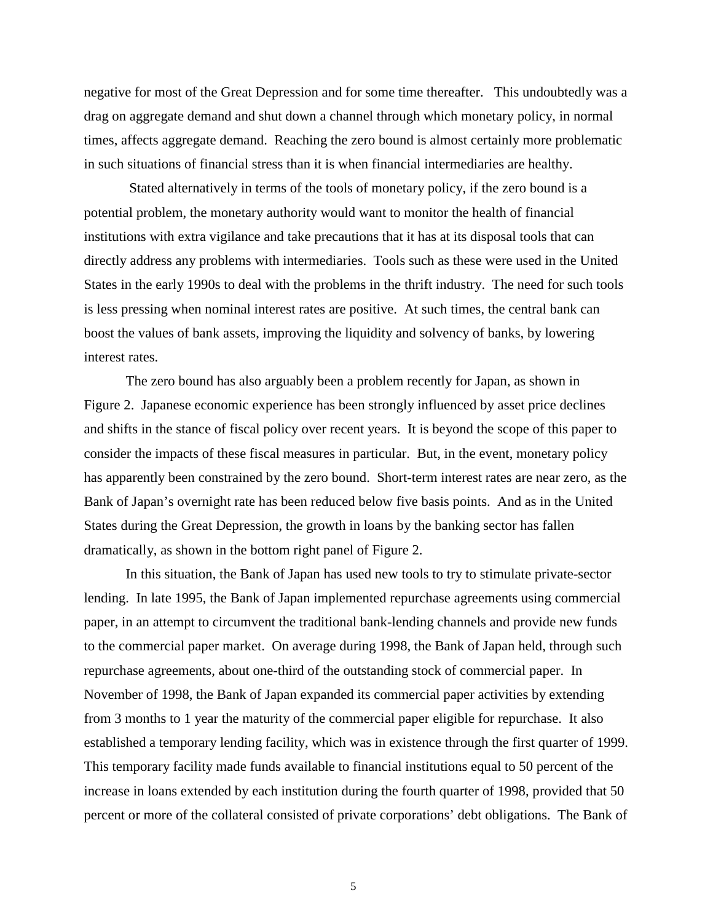negative for most of the Great Depression and for some time thereafter. This undoubtedly was a drag on aggregate demand and shut down a channel through which monetary policy, in normal times, affects aggregate demand. Reaching the zero bound is almost certainly more problematic in such situations of financial stress than it is when financial intermediaries are healthy.

Stated alternatively in terms of the tools of monetary policy, if the zero bound is a potential problem, the monetary authority would want to monitor the health of financial institutions with extra vigilance and take precautions that it has at its disposal tools that can directly address any problems with intermediaries. Tools such as these were used in the United States in the early 1990s to deal with the problems in the thrift industry. The need for such tools is less pressing when nominal interest rates are positive. At such times, the central bank can boost the values of bank assets, improving the liquidity and solvency of banks, by lowering interest rates.

The zero bound has also arguably been a problem recently for Japan, as shown in Figure 2. Japanese economic experience has been strongly influenced by asset price declines and shifts in the stance of fiscal policy over recent years. It is beyond the scope of this paper to consider the impacts of these fiscal measures in particular. But, in the event, monetary policy has apparently been constrained by the zero bound. Short-term interest rates are near zero, as the Bank of Japan's overnight rate has been reduced below five basis points. And as in the United States during the Great Depression, the growth in loans by the banking sector has fallen dramatically, as shown in the bottom right panel of Figure 2.

In this situation, the Bank of Japan has used new tools to try to stimulate private-sector lending. In late 1995, the Bank of Japan implemented repurchase agreements using commercial paper, in an attempt to circumvent the traditional bank-lending channels and provide new funds to the commercial paper market. On average during 1998, the Bank of Japan held, through such repurchase agreements, about one-third of the outstanding stock of commercial paper. In November of 1998, the Bank of Japan expanded its commercial paper activities by extending from 3 months to 1 year the maturity of the commercial paper eligible for repurchase. It also established a temporary lending facility, which was in existence through the first quarter of 1999. This temporary facility made funds available to financial institutions equal to 50 percent of the increase in loans extended by each institution during the fourth quarter of 1998, provided that 50 percent or more of the collateral consisted of private corporations' debt obligations. The Bank of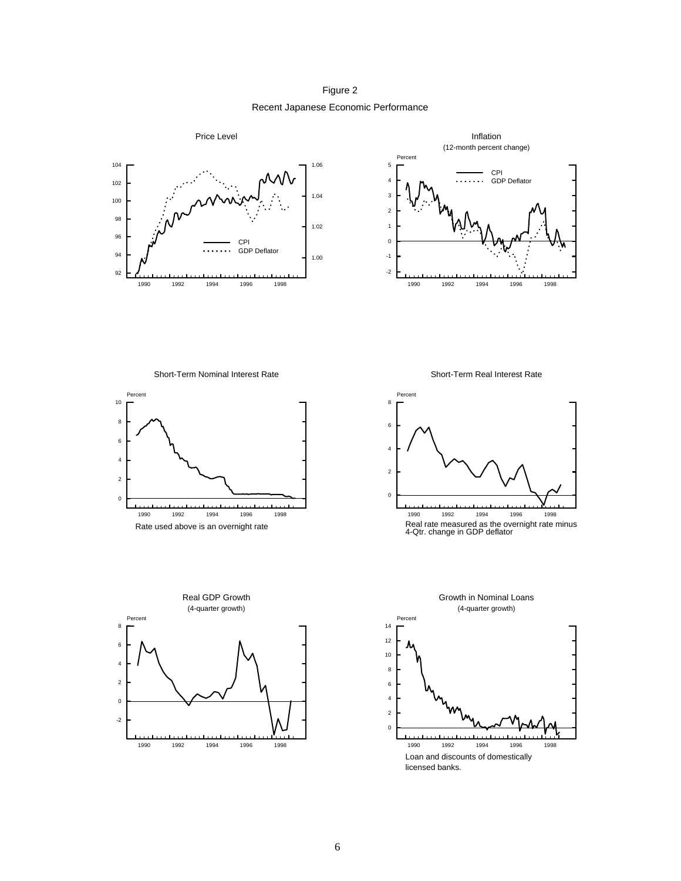Figure 2

Recent Japanese Economic Performance

Price Level

Inflation
(12-month percent change)

Short-Term Nominal Interest Rate

Rate used above is an overnight rate

Short-Term Real Interest Rate

Real rate measured as the overnight rate minus 4-Qtr. change in GDP deflator

Real GDP Growth
(4-quarter growth)

Growth in Nominal Loans
(4-quarter growth)

Loan and discounts of domestically licensed banks.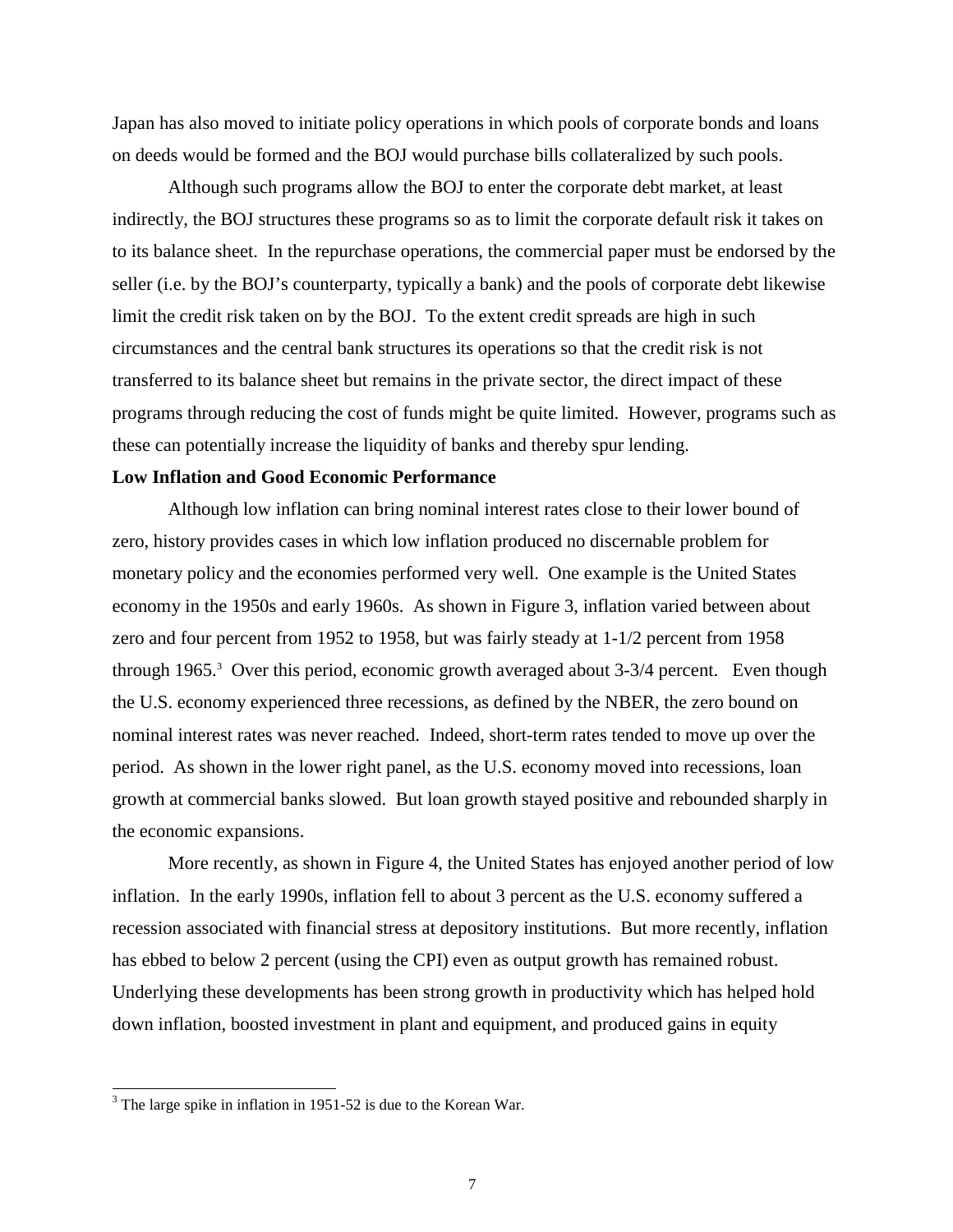Japan has also moved to initiate policy operations in which pools of corporate bonds and loans on deeds would be formed and the BOJ would purchase bills collateralized by such pools.

Although such programs allow the BOJ to enter the corporate debt market, at least indirectly, the BOJ structures these programs so as to limit the corporate default risk it takes on to its balance sheet. In the repurchase operations, the commercial paper must be endorsed by the seller (i.e. by the BOJ's counterparty, typically a bank) and the pools of corporate debt likewise limit the credit risk taken on by the BOJ. To the extent credit spreads are high in such circumstances and the central bank structures its operations so that the credit risk is not transferred to its balance sheet but remains in the private sector, the direct impact of these programs through reducing the cost of funds might be quite limited. However, programs such as these can potentially increase the liquidity of banks and thereby spur lending.

**Low Inflation and Good Economic Performance**

Although low inflation can bring nominal interest rates close to their lower bound of zero, history provides cases in which low inflation produced no discernable problem for monetary policy and the economies performed very well. One example is the United States economy in the 1950s and early 1960s. As shown in Figure 3, inflation varied between about zero and four percent from 1952 to 1958, but was fairly steady at 1-1/2 percent from 1958 through 1965.[3] Over this period, economic growth averaged about 3-3/4 percent. Even though the U.S. economy experienced three recessions, as defined by the NBER, the zero bound on nominal interest rates was never reached. Indeed, short-term rates tended to move up over the period. As shown in the lower right panel, as the U.S. economy moved into recessions, loan growth at commercial banks slowed. But loan growth stayed positive and rebounded sharply in the economic expansions.

More recently, as shown in Figure 4, the United States has enjoyed another period of low inflation. In the early 1990s, inflation fell to about 3 percent as the U.S. economy suffered a recession associated with financial stress at depository institutions. But more recently, inflation has ebbed to below 2 percent (using the CPI) even as output growth has remained robust. Underlying these developments has been strong growth in productivity which has helped hold down inflation, boosted investment in plant and equipment, and produced gains in equity

[3] The large spike in inflation in 1951-52 is due to the Korean War.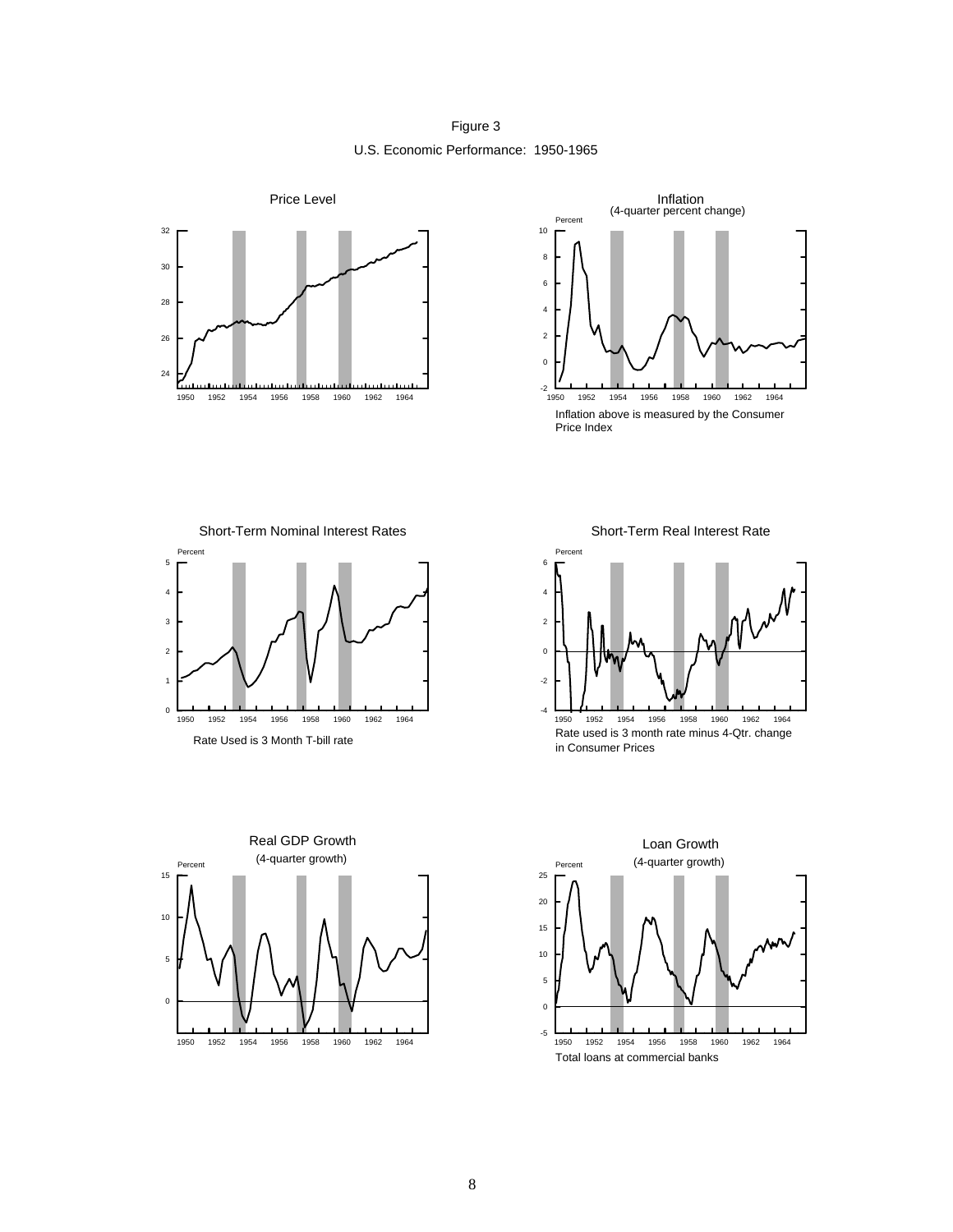Figure 3

U.S. Economic Performance: 1950-1965

Price Level

Inflation
(4-quarter percent change)

Inflation above is measured by the Consumer Price Index

Short-Term Nominal Interest Rates

Rate Used is 3 Month T-bill rate

Short-Term Real Interest Rate

Rate used is 3 month rate minus 4-Qtr. change in Consumer Prices

Real GDP Growth
(4-quarter growth)

Loan Growth
(4-quarter growth)

Total loans at commercial banks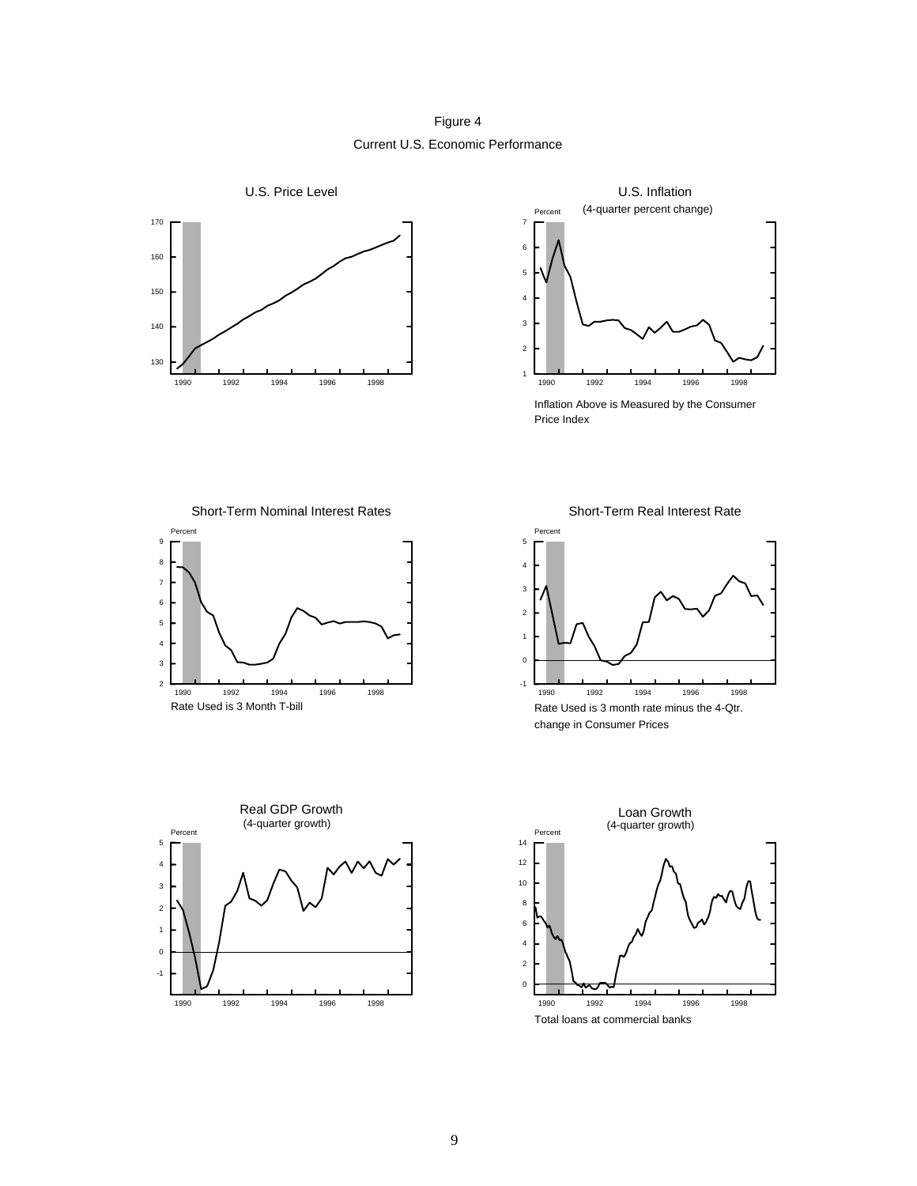Figure 4

Current U.S. Economic Performance

U.S. Price Level

U.S. Inflation

(4-quarter percent change)

Inflation Above is Measured by the Consumer Price Index

Short-Term Nominal Interest Rates

Rate Used is 3 Month T-bill

Short-Term Real Interest Rate

Rate Used is 3 month rate minus the 4-Qtr. change in Consumer Prices

Real GDP Growth

(4-quarter growth)

Loan Growth

(4-quarter growth)

Total loans at commercial banks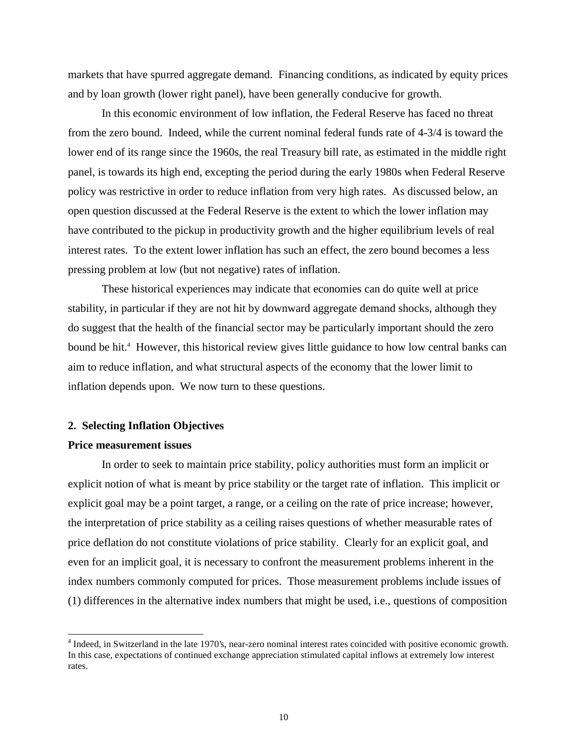markets that have spurred aggregate demand. Financing conditions, as indicated by equity prices and by loan growth (lower right panel), have been generally conducive for growth.

In this economic environment of low inflation, the Federal Reserve has faced no threat from the zero bound. Indeed, while the current nominal federal funds rate of 4-3/4 is toward the lower end of its range since the 1960s, the real Treasury bill rate, as estimated in the middle right panel, is towards its high end, excepting the period during the early 1980s when Federal Reserve policy was restrictive in order to reduce inflation from very high rates. As discussed below, an open question discussed at the Federal Reserve is the extent to which the lower inflation may have contributed to the pickup in productivity growth and the higher equilibrium levels of real interest rates. To the extent lower inflation has such an effect, the zero bound becomes a less pressing problem at low (but not negative) rates of inflation.

These historical experiences may indicate that economies can do quite well at price stability, in particular if they are not hit by downward aggregate demand shocks, although they do suggest that the health of the financial sector may be particularly important should the zero bound be hit.[4] However, this historical review gives little guidance to how low central banks can aim to reduce inflation, and what structural aspects of the economy that the lower limit to inflation depends upon. We now turn to these questions.

## 2. Selecting Inflation Objectives

### Price measurement issues

In order to seek to maintain price stability, policy authorities must form an implicit or explicit notion of what is meant by price stability or the target rate of inflation. This implicit or explicit goal may be a point target, a range, or a ceiling on the rate of price increase; however, the interpretation of price stability as a ceiling raises questions of whether measurable rates of price deflation do not constitute violations of price stability. Clearly for an explicit goal, and even for an implicit goal, it is necessary to confront the measurement problems inherent in the index numbers commonly computed for prices. Those measurement problems include issues of (1) differences in the alternative index numbers that might be used, i.e., questions of composition

[4] Indeed, in Switzerland in the late 1970's, near-zero nominal interest rates coincided with positive economic growth. In this case, expectations of continued exchange appreciation stimulated capital inflows at extremely low interest rates.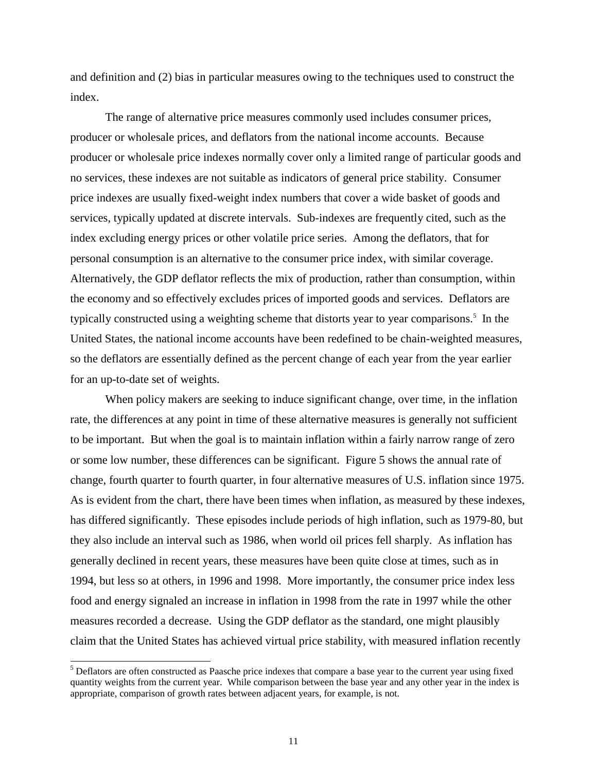and definition and (2) bias in particular measures owing to the techniques used to construct the index.

The range of alternative price measures commonly used includes consumer prices, producer or wholesale prices, and deflators from the national income accounts. Because producer or wholesale price indexes normally cover only a limited range of particular goods and no services, these indexes are not suitable as indicators of general price stability. Consumer price indexes are usually fixed-weight index numbers that cover a wide basket of goods and services, typically updated at discrete intervals. Sub-indexes are frequently cited, such as the index excluding energy prices or other volatile price series. Among the deflators, that for personal consumption is an alternative to the consumer price index, with similar coverage. Alternatively, the GDP deflator reflects the mix of production, rather than consumption, within the economy and so effectively excludes prices of imported goods and services. Deflators are typically constructed using a weighting scheme that distorts year to year comparisons.[5] In the United States, the national income accounts have been redefined to be chain-weighted measures, so the deflators are essentially defined as the percent change of each year from the year earlier for an up-to-date set of weights.

When policy makers are seeking to induce significant change, over time, in the inflation rate, the differences at any point in time of these alternative measures is generally not sufficient to be important. But when the goal is to maintain inflation within a fairly narrow range of zero or some low number, these differences can be significant. Figure 5 shows the annual rate of change, fourth quarter to fourth quarter, in four alternative measures of U.S. inflation since 1975. As is evident from the chart, there have been times when inflation, as measured by these indexes, has differed significantly. These episodes include periods of high inflation, such as 1979-80, but they also include an interval such as 1986, when world oil prices fell sharply. As inflation has generally declined in recent years, these measures have been quite close at times, such as in 1994, but less so at others, in 1996 and 1998. More importantly, the consumer price index less food and energy signaled an increase in inflation in 1998 from the rate in 1997 while the other measures recorded a decrease. Using the GDP deflator as the standard, one might plausibly claim that the United States has achieved virtual price stability, with measured inflation recently

[5] Deflators are often constructed as Paasche price indexes that compare a base year to the current year using fixed quantity weights from the current year. While comparison between the base year and any other year in the index is appropriate, comparison of growth rates between adjacent years, for example, is not.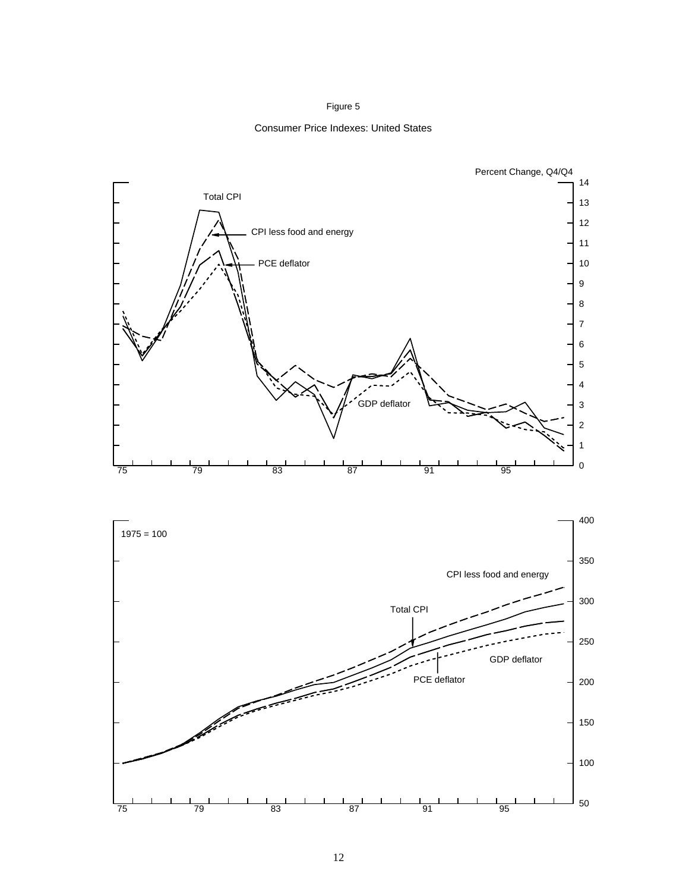Figure 5

Consumer Price Indexes: United States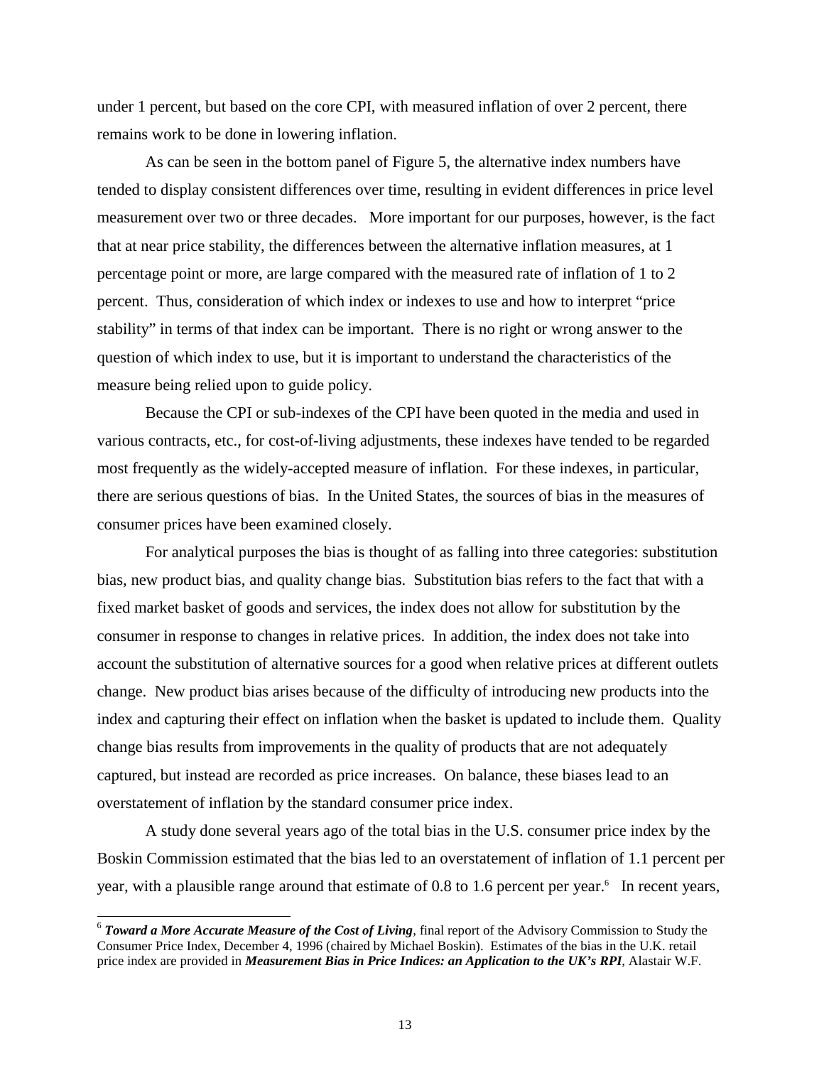under 1 percent, but based on the core CPI, with measured inflation of over 2 percent, there remains work to be done in lowering inflation.

As can be seen in the bottom panel of Figure 5, the alternative index numbers have tended to display consistent differences over time, resulting in evident differences in price level measurement over two or three decades. More important for our purposes, however, is the fact that at near price stability, the differences between the alternative inflation measures, at 1 percentage point or more, are large compared with the measured rate of inflation of 1 to 2 percent. Thus, consideration of which index or indexes to use and how to interpret "price stability" in terms of that index can be important. There is no right or wrong answer to the question of which index to use, but it is important to understand the characteristics of the measure being relied upon to guide policy.

Because the CPI or sub-indexes of the CPI have been quoted in the media and used in various contracts, etc., for cost-of-living adjustments, these indexes have tended to be regarded most frequently as the widely-accepted measure of inflation. For these indexes, in particular, there are serious questions of bias. In the United States, the sources of bias in the measures of consumer prices have been examined closely.

For analytical purposes the bias is thought of as falling into three categories: substitution bias, new product bias, and quality change bias. Substitution bias refers to the fact that with a fixed market basket of goods and services, the index does not allow for substitution by the consumer in response to changes in relative prices. In addition, the index does not take into account the substitution of alternative sources for a good when relative prices at different outlets change. New product bias arises because of the difficulty of introducing new products into the index and capturing their effect on inflation when the basket is updated to include them. Quality change bias results from improvements in the quality of products that are not adequately captured, but instead are recorded as price increases. On balance, these biases lead to an overstatement of inflation by the standard consumer price index.

A study done several years ago of the total bias in the U.S. consumer price index by the Boskin Commission estimated that the bias led to an overstatement of inflation of 1.1 percent per year, with a plausible range around that estimate of 0.8 to 1.6 percent per year.[6] In recent years,

---

[6] ***Toward a More Accurate Measure of the Cost of Living***, final report of the Advisory Commission to Study the Consumer Price Index, December 4, 1996 (chaired by Michael Boskin). Estimates of the bias in the U.K. retail price index are provided in ***Measurement Bias in Price Indices: an Application to the UK's RPI***, Alastair W.F.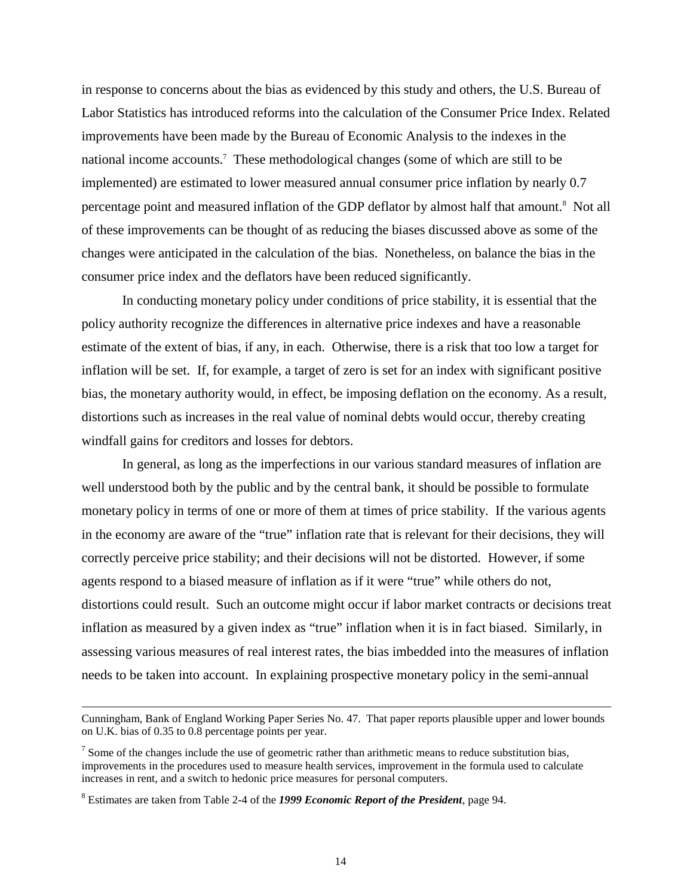in response to concerns about the bias as evidenced by this study and others, the U.S. Bureau of Labor Statistics has introduced reforms into the calculation of the Consumer Price Index. Related improvements have been made by the Bureau of Economic Analysis to the indexes in the national income accounts.[7] These methodological changes (some of which are still to be implemented) are estimated to lower measured annual consumer price inflation by nearly 0.7 percentage point and measured inflation of the GDP deflator by almost half that amount.[8] Not all of these improvements can be thought of as reducing the biases discussed above as some of the changes were anticipated in the calculation of the bias. Nonetheless, on balance the bias in the consumer price index and the deflators have been reduced significantly.

In conducting monetary policy under conditions of price stability, it is essential that the policy authority recognize the differences in alternative price indexes and have a reasonable estimate of the extent of bias, if any, in each. Otherwise, there is a risk that too low a target for inflation will be set. If, for example, a target of zero is set for an index with significant positive bias, the monetary authority would, in effect, be imposing deflation on the economy. As a result, distortions such as increases in the real value of nominal debts would occur, thereby creating windfall gains for creditors and losses for debtors.

In general, as long as the imperfections in our various standard measures of inflation are well understood both by the public and by the central bank, it should be possible to formulate monetary policy in terms of one or more of them at times of price stability. If the various agents in the economy are aware of the "true" inflation rate that is relevant for their decisions, they will correctly perceive price stability; and their decisions will not be distorted. However, if some agents respond to a biased measure of inflation as if it were "true" while others do not, distortions could result. Such an outcome might occur if labor market contracts or decisions treat inflation as measured by a given index as "true" inflation when it is in fact biased. Similarly, in assessing various measures of real interest rates, the bias imbedded into the measures of inflation needs to be taken into account. In explaining prospective monetary policy in the semi-annual

---

Cunningham, Bank of England Working Paper Series No. 47. That paper reports plausible upper and lower bounds on U.K. bias of 0.35 to 0.8 percentage points per year.

[7] Some of the changes include the use of geometric rather than arithmetic means to reduce substitution bias, improvements in the procedures used to measure health services, improvement in the formula used to calculate increases in rent, and a switch to hedonic price measures for personal computers.

[8] Estimates are taken from Table 2-4 of the ***1999 Economic Report of the President***, page 94.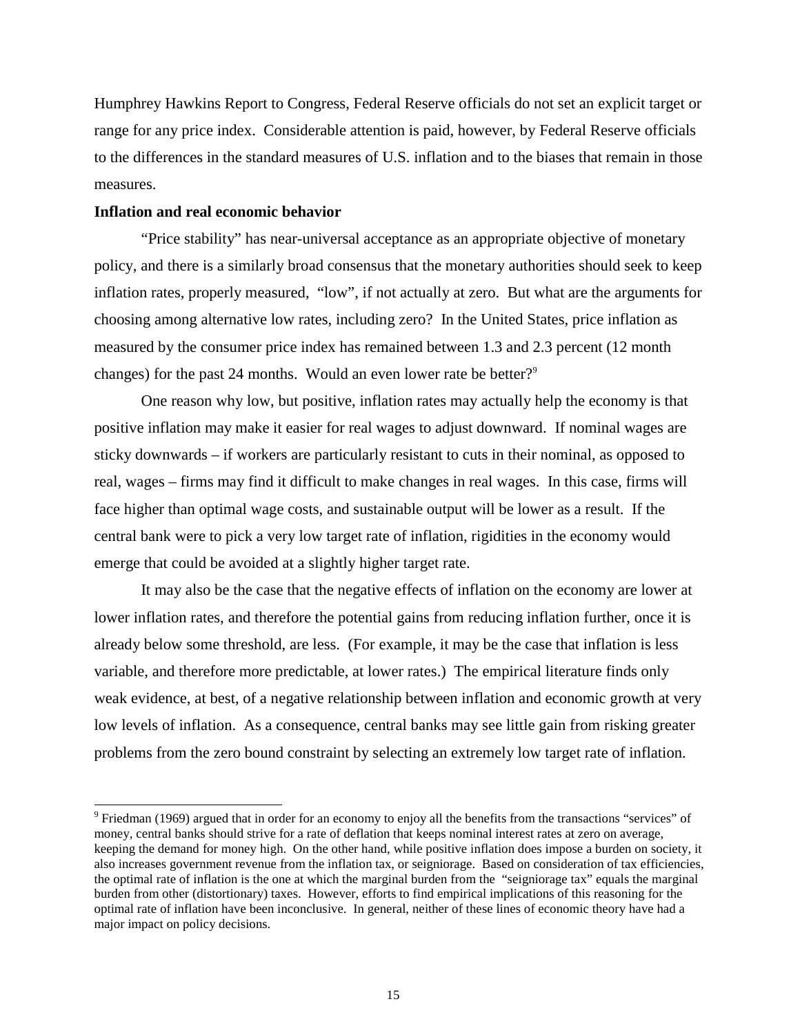Humphrey Hawkins Report to Congress, Federal Reserve officials do not set an explicit target or range for any price index. Considerable attention is paid, however, by Federal Reserve officials to the differences in the standard measures of U.S. inflation and to the biases that remain in those measures.

**Inflation and real economic behavior**

"Price stability" has near-universal acceptance as an appropriate objective of monetary policy, and there is a similarly broad consensus that the monetary authorities should seek to keep inflation rates, properly measured, "low", if not actually at zero. But what are the arguments for choosing among alternative low rates, including zero? In the United States, price inflation as measured by the consumer price index has remained between 1.3 and 2.3 percent (12 month changes) for the past 24 months. Would an even lower rate be better?[9]

One reason why low, but positive, inflation rates may actually help the economy is that positive inflation may make it easier for real wages to adjust downward. If nominal wages are sticky downwards – if workers are particularly resistant to cuts in their nominal, as opposed to real, wages – firms may find it difficult to make changes in real wages. In this case, firms will face higher than optimal wage costs, and sustainable output will be lower as a result. If the central bank were to pick a very low target rate of inflation, rigidities in the economy would emerge that could be avoided at a slightly higher target rate.

It may also be the case that the negative effects of inflation on the economy are lower at lower inflation rates, and therefore the potential gains from reducing inflation further, once it is already below some threshold, are less. (For example, it may be the case that inflation is less variable, and therefore more predictable, at lower rates.) The empirical literature finds only weak evidence, at best, of a negative relationship between inflation and economic growth at very low levels of inflation. As a consequence, central banks may see little gain from risking greater problems from the zero bound constraint by selecting an extremely low target rate of inflation.

[9] Friedman (1969) argued that in order for an economy to enjoy all the benefits from the transactions "services" of money, central banks should strive for a rate of deflation that keeps nominal interest rates at zero on average, keeping the demand for money high. On the other hand, while positive inflation does impose a burden on society, it also increases government revenue from the inflation tax, or seigniorage. Based on consideration of tax efficiencies, the optimal rate of inflation is the one at which the marginal burden from the "seigniorage tax" equals the marginal burden from other (distortionary) taxes. However, efforts to find empirical implications of this reasoning for the optimal rate of inflation have been inconclusive. In general, neither of these lines of economic theory have had a major impact on policy decisions.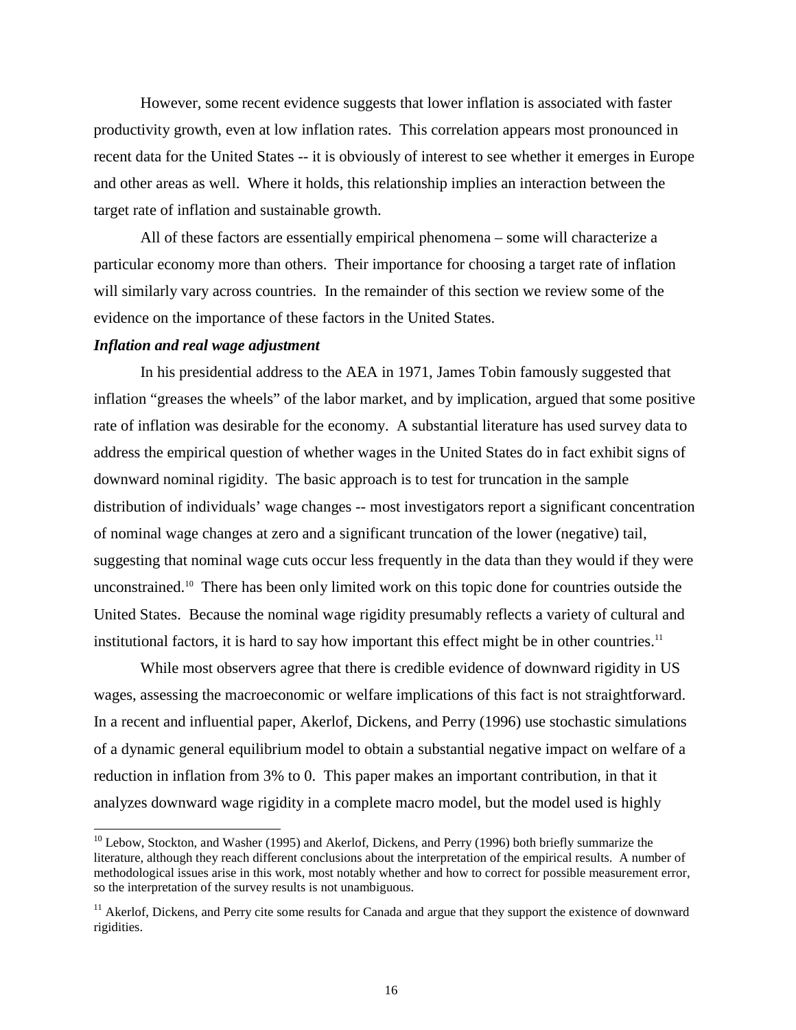However, some recent evidence suggests that lower inflation is associated with faster productivity growth, even at low inflation rates. This correlation appears most pronounced in recent data for the United States -- it is obviously of interest to see whether it emerges in Europe and other areas as well. Where it holds, this relationship implies an interaction between the target rate of inflation and sustainable growth.

All of these factors are essentially empirical phenomena – some will characterize a particular economy more than others. Their importance for choosing a target rate of inflation will similarly vary across countries. In the remainder of this section we review some of the evidence on the importance of these factors in the United States.

***Inflation and real wage adjustment***

In his presidential address to the AEA in 1971, James Tobin famously suggested that inflation "greases the wheels" of the labor market, and by implication, argued that some positive rate of inflation was desirable for the economy. A substantial literature has used survey data to address the empirical question of whether wages in the United States do in fact exhibit signs of downward nominal rigidity. The basic approach is to test for truncation in the sample distribution of individuals' wage changes -- most investigators report a significant concentration of nominal wage changes at zero and a significant truncation of the lower (negative) tail, suggesting that nominal wage cuts occur less frequently in the data than they would if they were unconstrained.[10] There has been only limited work on this topic done for countries outside the United States. Because the nominal wage rigidity presumably reflects a variety of cultural and institutional factors, it is hard to say how important this effect might be in other countries.[11]

While most observers agree that there is credible evidence of downward rigidity in US wages, assessing the macroeconomic or welfare implications of this fact is not straightforward. In a recent and influential paper, Akerlof, Dickens, and Perry (1996) use stochastic simulations of a dynamic general equilibrium model to obtain a substantial negative impact on welfare of a reduction in inflation from 3% to 0. This paper makes an important contribution, in that it analyzes downward wage rigidity in a complete macro model, but the model used is highly

[10] Lebow, Stockton, and Washer (1995) and Akerlof, Dickens, and Perry (1996) both briefly summarize the literature, although they reach different conclusions about the interpretation of the empirical results. A number of methodological issues arise in this work, most notably whether and how to correct for possible measurement error, so the interpretation of the survey results is not unambiguous.

[11] Akerlof, Dickens, and Perry cite some results for Canada and argue that they support the existence of downward rigidities.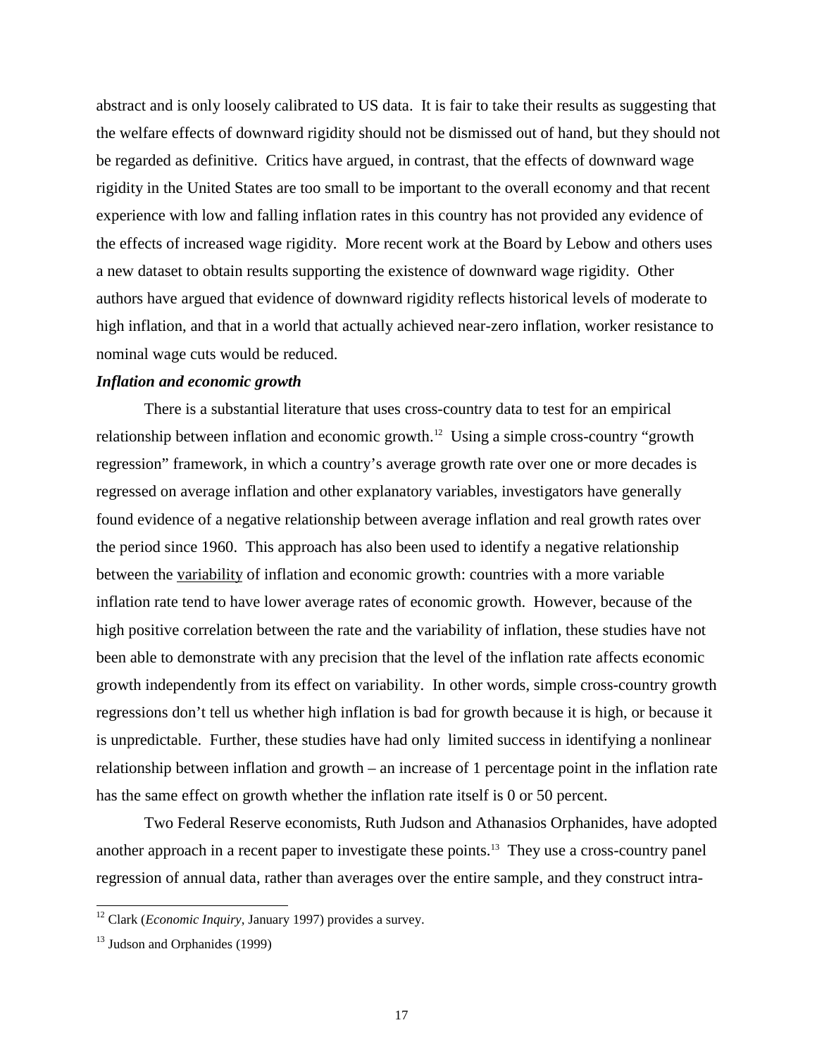abstract and is only loosely calibrated to US data. It is fair to take their results as suggesting that the welfare effects of downward rigidity should not be dismissed out of hand, but they should not be regarded as definitive. Critics have argued, in contrast, that the effects of downward wage rigidity in the United States are too small to be important to the overall economy and that recent experience with low and falling inflation rates in this country has not provided any evidence of the effects of increased wage rigidity. More recent work at the Board by Lebow and others uses a new dataset to obtain results supporting the existence of downward wage rigidity. Other authors have argued that evidence of downward rigidity reflects historical levels of moderate to high inflation, and that in a world that actually achieved near-zero inflation, worker resistance to nominal wage cuts would be reduced.

***Inflation and economic growth***

There is a substantial literature that uses cross-country data to test for an empirical relationship between inflation and economic growth.[12] Using a simple cross-country "growth regression" framework, in which a country's average growth rate over one or more decades is regressed on average inflation and other explanatory variables, investigators have generally found evidence of a negative relationship between average inflation and real growth rates over the period since 1960. This approach has also been used to identify a negative relationship between the variability of inflation and economic growth: countries with a more variable inflation rate tend to have lower average rates of economic growth. However, because of the high positive correlation between the rate and the variability of inflation, these studies have not been able to demonstrate with any precision that the level of the inflation rate affects economic growth independently from its effect on variability. In other words, simple cross-country growth regressions don't tell us whether high inflation is bad for growth because it is high, or because it is unpredictable. Further, these studies have had only limited success in identifying a nonlinear relationship between inflation and growth – an increase of 1 percentage point in the inflation rate has the same effect on growth whether the inflation rate itself is 0 or 50 percent.

Two Federal Reserve economists, Ruth Judson and Athanasios Orphanides, have adopted another approach in a recent paper to investigate these points.[13] They use a cross-country panel regression of annual data, rather than averages over the entire sample, and they construct intra-

---

[12] Clark (*Economic Inquiry*, January 1997) provides a survey.

[13] Judson and Orphanides (1999)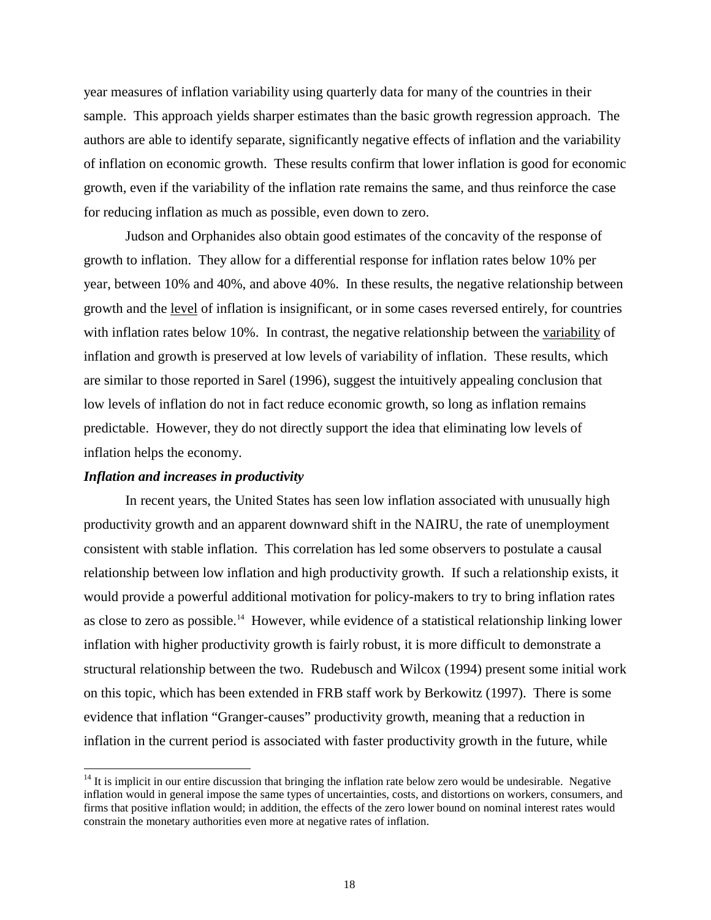year measures of inflation variability using quarterly data for many of the countries in their sample. This approach yields sharper estimates than the basic growth regression approach. The authors are able to identify separate, significantly negative effects of inflation and the variability of inflation on economic growth. These results confirm that lower inflation is good for economic growth, even if the variability of the inflation rate remains the same, and thus reinforce the case for reducing inflation as much as possible, even down to zero.

Judson and Orphanides also obtain good estimates of the concavity of the response of growth to inflation. They allow for a differential response for inflation rates below 10% per year, between 10% and 40%, and above 40%. In these results, the negative relationship between growth and the level of inflation is insignificant, or in some cases reversed entirely, for countries with inflation rates below 10%. In contrast, the negative relationship between the variability of inflation and growth is preserved at low levels of variability of inflation. These results, which are similar to those reported in Sarel (1996), suggest the intuitively appealing conclusion that low levels of inflation do not in fact reduce economic growth, so long as inflation remains predictable. However, they do not directly support the idea that eliminating low levels of inflation helps the economy.

***Inflation and increases in productivity***

In recent years, the United States has seen low inflation associated with unusually high productivity growth and an apparent downward shift in the NAIRU, the rate of unemployment consistent with stable inflation. This correlation has led some observers to postulate a causal relationship between low inflation and high productivity growth. If such a relationship exists, it would provide a powerful additional motivation for policy-makers to try to bring inflation rates as close to zero as possible.[14] However, while evidence of a statistical relationship linking lower inflation with higher productivity growth is fairly robust, it is more difficult to demonstrate a structural relationship between the two. Rudebusch and Wilcox (1994) present some initial work on this topic, which has been extended in FRB staff work by Berkowitz (1997). There is some evidence that inflation "Granger-causes" productivity growth, meaning that a reduction in inflation in the current period is associated with faster productivity growth in the future, while

[14] It is implicit in our entire discussion that bringing the inflation rate below zero would be undesirable. Negative inflation would in general impose the same types of uncertainties, costs, and distortions on workers, consumers, and firms that positive inflation would; in addition, the effects of the zero lower bound on nominal interest rates would constrain the monetary authorities even more at negative rates of inflation.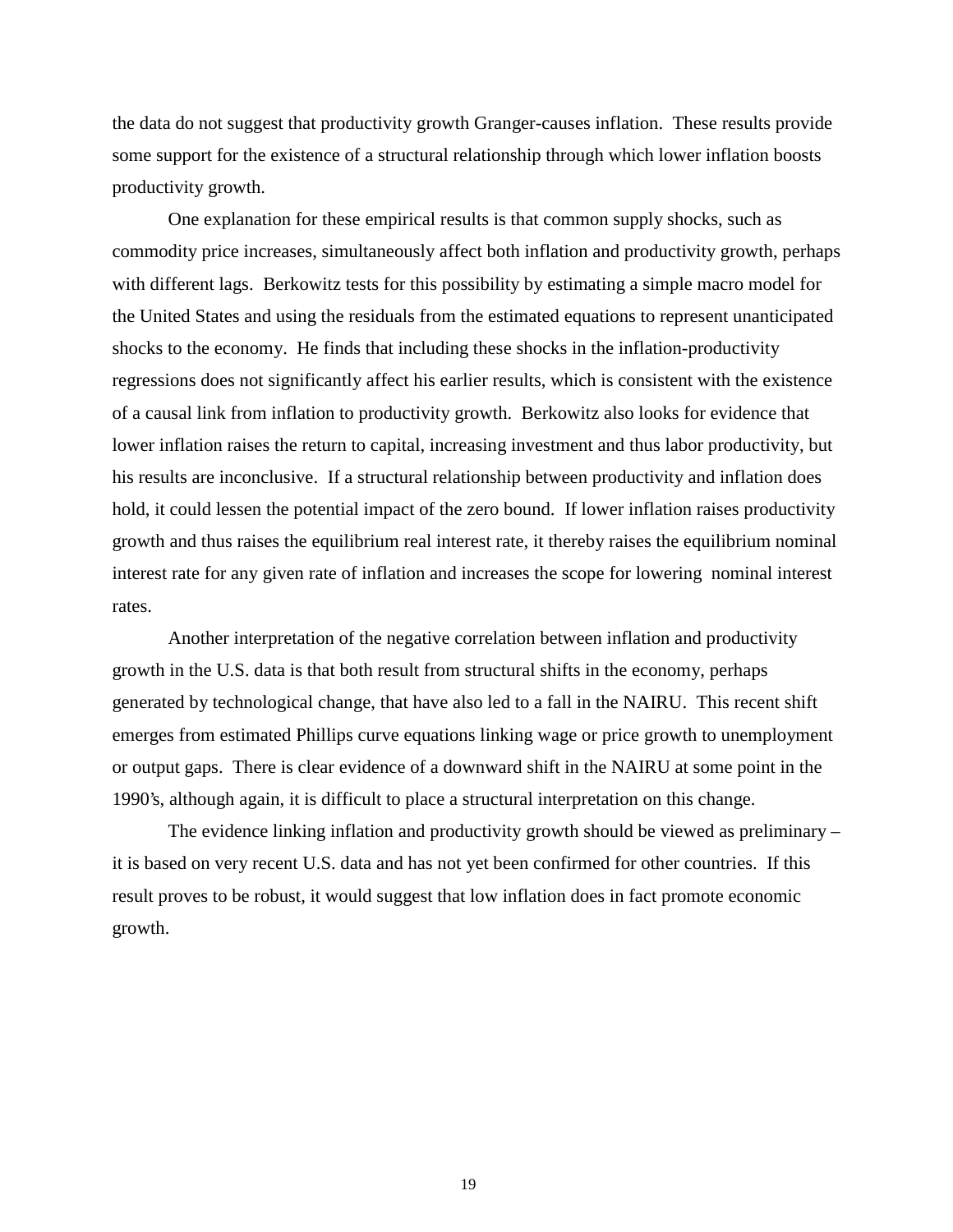the data do not suggest that productivity growth Granger-causes inflation. These results provide some support for the existence of a structural relationship through which lower inflation boosts productivity growth.

One explanation for these empirical results is that common supply shocks, such as commodity price increases, simultaneously affect both inflation and productivity growth, perhaps with different lags. Berkowitz tests for this possibility by estimating a simple macro model for the United States and using the residuals from the estimated equations to represent unanticipated shocks to the economy. He finds that including these shocks in the inflation-productivity regressions does not significantly affect his earlier results, which is consistent with the existence of a causal link from inflation to productivity growth. Berkowitz also looks for evidence that lower inflation raises the return to capital, increasing investment and thus labor productivity, but his results are inconclusive. If a structural relationship between productivity and inflation does hold, it could lessen the potential impact of the zero bound. If lower inflation raises productivity growth and thus raises the equilibrium real interest rate, it thereby raises the equilibrium nominal interest rate for any given rate of inflation and increases the scope for lowering nominal interest rates.

Another interpretation of the negative correlation between inflation and productivity growth in the U.S. data is that both result from structural shifts in the economy, perhaps generated by technological change, that have also led to a fall in the NAIRU. This recent shift emerges from estimated Phillips curve equations linking wage or price growth to unemployment or output gaps. There is clear evidence of a downward shift in the NAIRU at some point in the 1990's, although again, it is difficult to place a structural interpretation on this change.

The evidence linking inflation and productivity growth should be viewed as preliminary – it is based on very recent U.S. data and has not yet been confirmed for other countries. If this result proves to be robust, it would suggest that low inflation does in fact promote economic growth.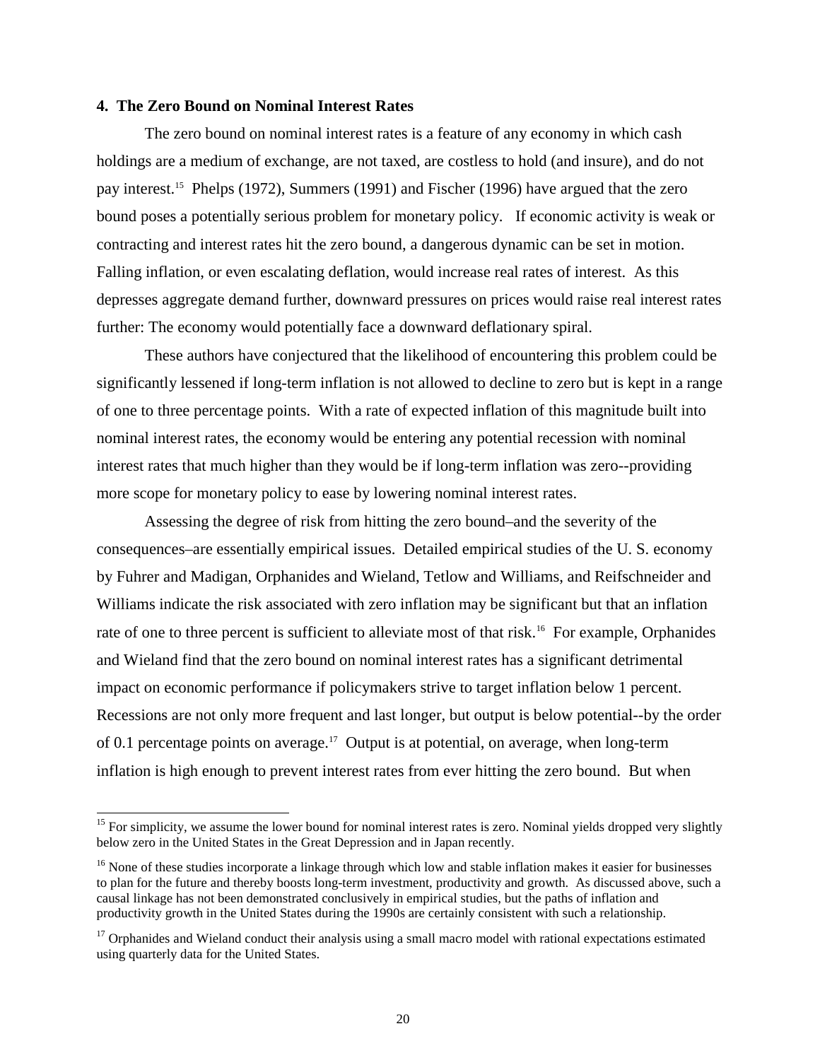## 4. The Zero Bound on Nominal Interest Rates

The zero bound on nominal interest rates is a feature of any economy in which cash holdings are a medium of exchange, are not taxed, are costless to hold (and insure), and do not pay interest.[15] Phelps (1972), Summers (1991) and Fischer (1996) have argued that the zero bound poses a potentially serious problem for monetary policy. If economic activity is weak or contracting and interest rates hit the zero bound, a dangerous dynamic can be set in motion. Falling inflation, or even escalating deflation, would increase real rates of interest. As this depresses aggregate demand further, downward pressures on prices would raise real interest rates further: The economy would potentially face a downward deflationary spiral.

These authors have conjectured that the likelihood of encountering this problem could be significantly lessened if long-term inflation is not allowed to decline to zero but is kept in a range of one to three percentage points. With a rate of expected inflation of this magnitude built into nominal interest rates, the economy would be entering any potential recession with nominal interest rates that much higher than they would be if long-term inflation was zero--providing more scope for monetary policy to ease by lowering nominal interest rates.

Assessing the degree of risk from hitting the zero bound–and the severity of the consequences–are essentially empirical issues. Detailed empirical studies of the U. S. economy by Fuhrer and Madigan, Orphanides and Wieland, Tetlow and Williams, and Reifschneider and Williams indicate the risk associated with zero inflation may be significant but that an inflation rate of one to three percent is sufficient to alleviate most of that risk.[16] For example, Orphanides and Wieland find that the zero bound on nominal interest rates has a significant detrimental impact on economic performance if policymakers strive to target inflation below 1 percent. Recessions are not only more frequent and last longer, but output is below potential--by the order of 0.1 percentage points on average.[17] Output is at potential, on average, when long-term inflation is high enough to prevent interest rates from ever hitting the zero bound. But when

[15] For simplicity, we assume the lower bound for nominal interest rates is zero. Nominal yields dropped very slightly below zero in the United States in the Great Depression and in Japan recently.

[16] None of these studies incorporate a linkage through which low and stable inflation makes it easier for businesses to plan for the future and thereby boosts long-term investment, productivity and growth. As discussed above, such a causal linkage has not been demonstrated conclusively in empirical studies, but the paths of inflation and productivity growth in the United States during the 1990s are certainly consistent with such a relationship.

[17] Orphanides and Wieland conduct their analysis using a small macro model with rational expectations estimated using quarterly data for the United States.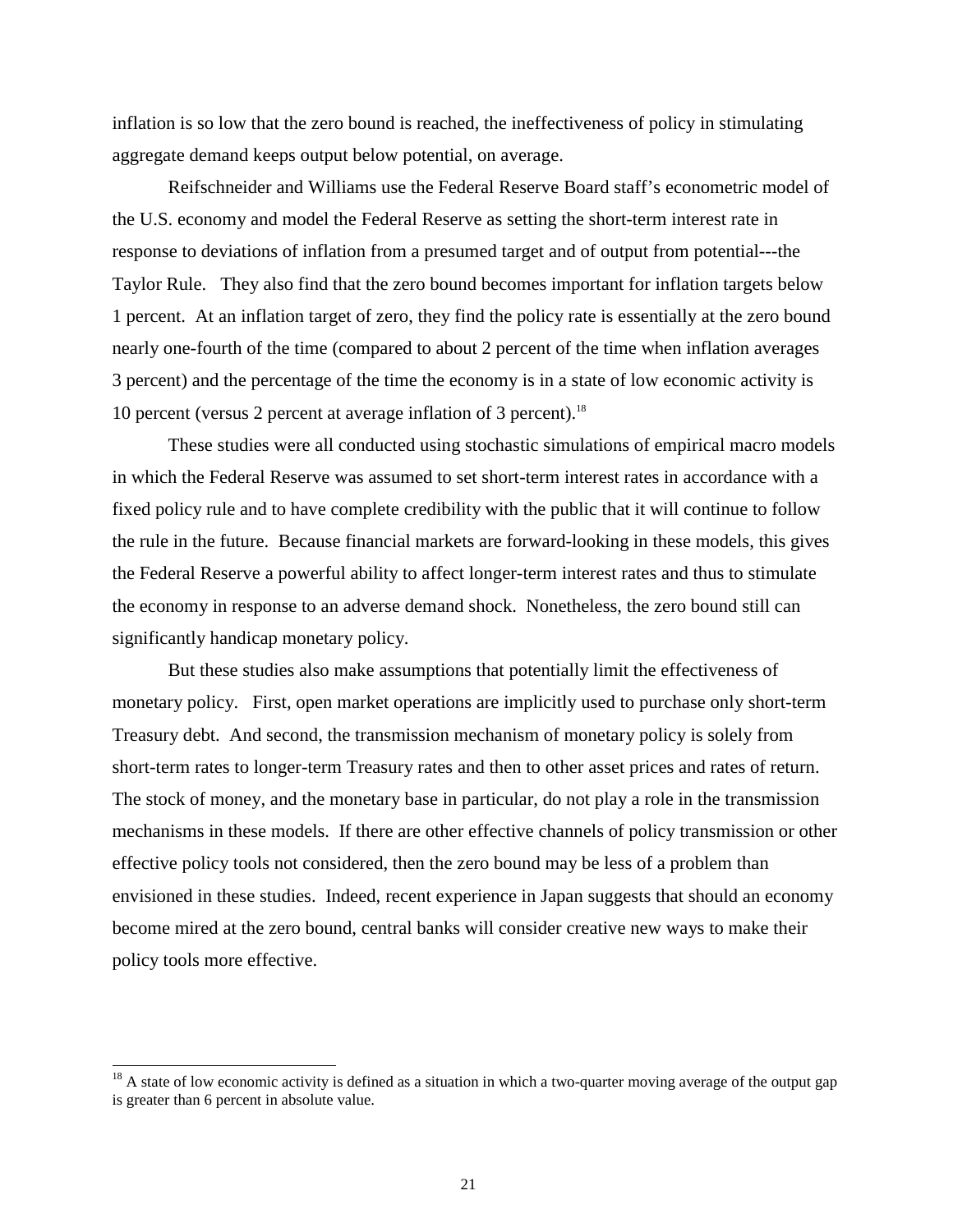inflation is so low that the zero bound is reached, the ineffectiveness of policy in stimulating aggregate demand keeps output below potential, on average.

Reifschneider and Williams use the Federal Reserve Board staff's econometric model of the U.S. economy and model the Federal Reserve as setting the short-term interest rate in response to deviations of inflation from a presumed target and of output from potential---the Taylor Rule. They also find that the zero bound becomes important for inflation targets below 1 percent. At an inflation target of zero, they find the policy rate is essentially at the zero bound nearly one-fourth of the time (compared to about 2 percent of the time when inflation averages 3 percent) and the percentage of the time the economy is in a state of low economic activity is 10 percent (versus 2 percent at average inflation of 3 percent).[18]

These studies were all conducted using stochastic simulations of empirical macro models in which the Federal Reserve was assumed to set short-term interest rates in accordance with a fixed policy rule and to have complete credibility with the public that it will continue to follow the rule in the future. Because financial markets are forward-looking in these models, this gives the Federal Reserve a powerful ability to affect longer-term interest rates and thus to stimulate the economy in response to an adverse demand shock. Nonetheless, the zero bound still can significantly handicap monetary policy.

But these studies also make assumptions that potentially limit the effectiveness of monetary policy. First, open market operations are implicitly used to purchase only short-term Treasury debt. And second, the transmission mechanism of monetary policy is solely from short-term rates to longer-term Treasury rates and then to other asset prices and rates of return. The stock of money, and the monetary base in particular, do not play a role in the transmission mechanisms in these models. If there are other effective channels of policy transmission or other effective policy tools not considered, then the zero bound may be less of a problem than envisioned in these studies. Indeed, recent experience in Japan suggests that should an economy become mired at the zero bound, central banks will consider creative new ways to make their policy tools more effective.

[18] A state of low economic activity is defined as a situation in which a two-quarter moving average of the output gap is greater than 6 percent in absolute value.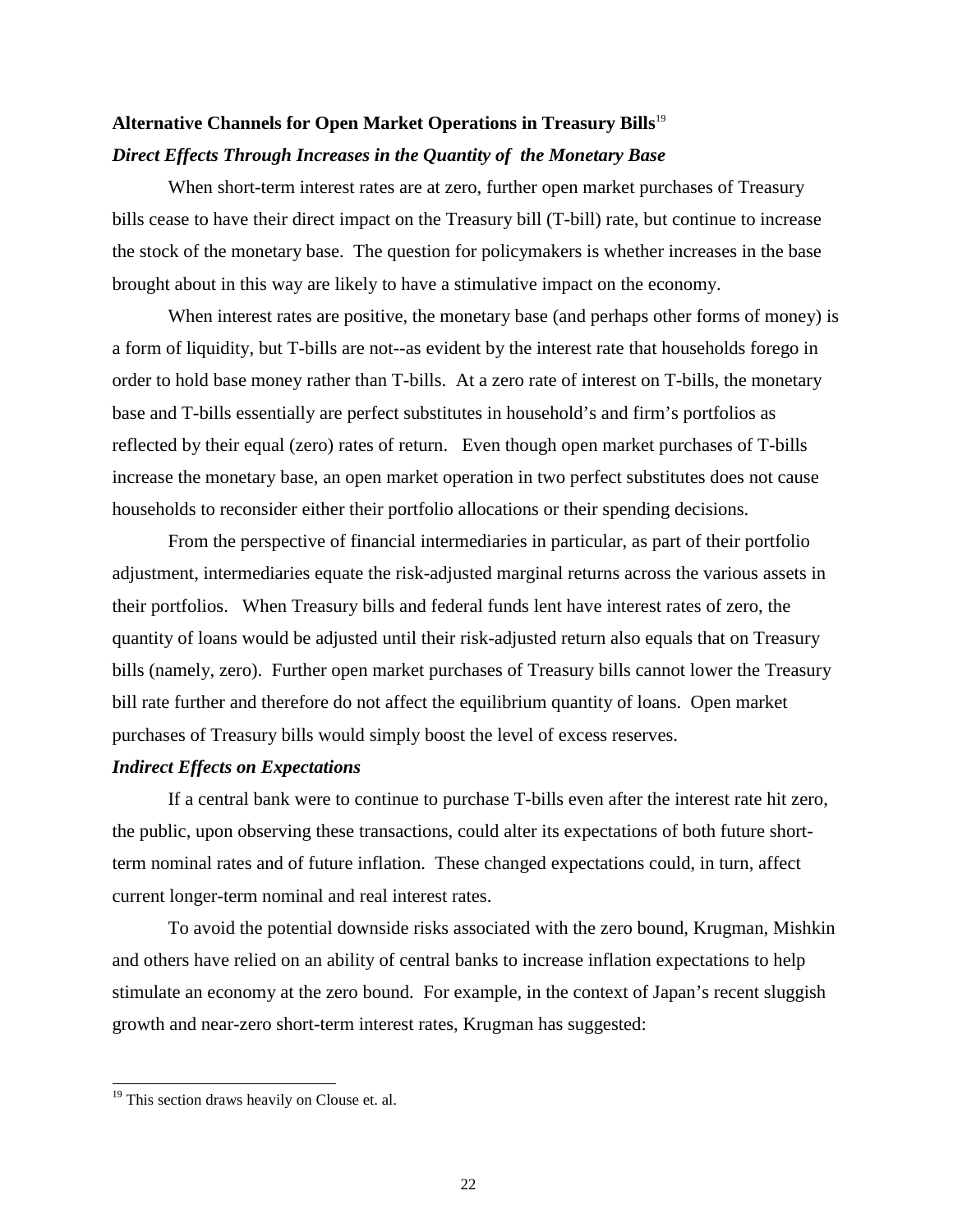**Alternative Channels for Open Market Operations in Treasury Bills**[19]

***Direct Effects Through Increases in the Quantity of the Monetary Base***

When short-term interest rates are at zero, further open market purchases of Treasury bills cease to have their direct impact on the Treasury bill (T-bill) rate, but continue to increase the stock of the monetary base. The question for policymakers is whether increases in the base brought about in this way are likely to have a stimulative impact on the economy.

When interest rates are positive, the monetary base (and perhaps other forms of money) is a form of liquidity, but T-bills are not--as evident by the interest rate that households forego in order to hold base money rather than T-bills. At a zero rate of interest on T-bills, the monetary base and T-bills essentially are perfect substitutes in household's and firm's portfolios as reflected by their equal (zero) rates of return. Even though open market purchases of T-bills increase the monetary base, an open market operation in two perfect substitutes does not cause households to reconsider either their portfolio allocations or their spending decisions.

From the perspective of financial intermediaries in particular, as part of their portfolio adjustment, intermediaries equate the risk-adjusted marginal returns across the various assets in their portfolios. When Treasury bills and federal funds lent have interest rates of zero, the quantity of loans would be adjusted until their risk-adjusted return also equals that on Treasury bills (namely, zero). Further open market purchases of Treasury bills cannot lower the Treasury bill rate further and therefore do not affect the equilibrium quantity of loans. Open market purchases of Treasury bills would simply boost the level of excess reserves.

***Indirect Effects on Expectations***

If a central bank were to continue to purchase T-bills even after the interest rate hit zero, the public, upon observing these transactions, could alter its expectations of both future short-term nominal rates and of future inflation. These changed expectations could, in turn, affect current longer-term nominal and real interest rates.

To avoid the potential downside risks associated with the zero bound, Krugman, Mishkin and others have relied on an ability of central banks to increase inflation expectations to help stimulate an economy at the zero bound. For example, in the context of Japan's recent sluggish growth and near-zero short-term interest rates, Krugman has suggested:

---

[19] This section draws heavily on Clouse et. al.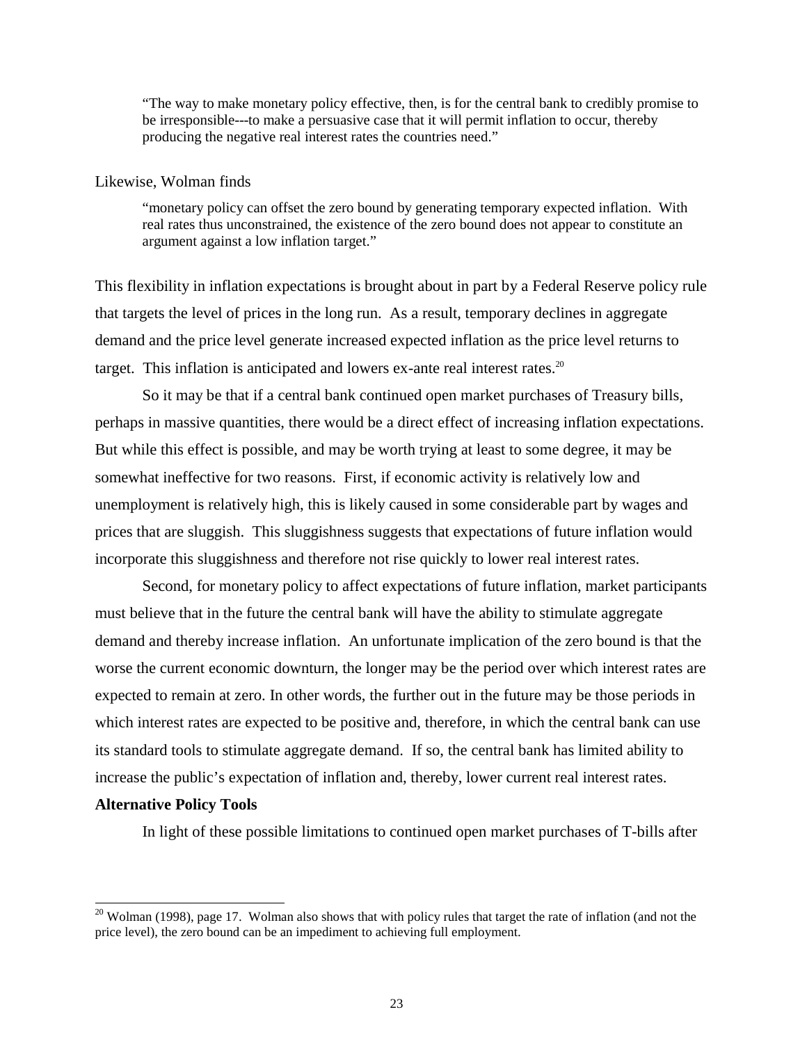> "The way to make monetary policy effective, then, is for the central bank to credibly promise to be irresponsible---to make a persuasive case that it will permit inflation to occur, thereby producing the negative real interest rates the countries need."

Likewise, Wolman finds

> "monetary policy can offset the zero bound by generating temporary expected inflation. With real rates thus unconstrained, the existence of the zero bound does not appear to constitute an argument against a low inflation target."

This flexibility in inflation expectations is brought about in part by a Federal Reserve policy rule that targets the level of prices in the long run. As a result, temporary declines in aggregate demand and the price level generate increased expected inflation as the price level returns to target. This inflation is anticipated and lowers ex-ante real interest rates.[20]

So it may be that if a central bank continued open market purchases of Treasury bills, perhaps in massive quantities, there would be a direct effect of increasing inflation expectations. But while this effect is possible, and may be worth trying at least to some degree, it may be somewhat ineffective for two reasons. First, if economic activity is relatively low and unemployment is relatively high, this is likely caused in some considerable part by wages and prices that are sluggish. This sluggishness suggests that expectations of future inflation would incorporate this sluggishness and therefore not rise quickly to lower real interest rates.

Second, for monetary policy to affect expectations of future inflation, market participants must believe that in the future the central bank will have the ability to stimulate aggregate demand and thereby increase inflation. An unfortunate implication of the zero bound is that the worse the current economic downturn, the longer may be the period over which interest rates are expected to remain at zero. In other words, the further out in the future may be those periods in which interest rates are expected to be positive and, therefore, in which the central bank can use its standard tools to stimulate aggregate demand. If so, the central bank has limited ability to increase the public's expectation of inflation and, thereby, lower current real interest rates.

**Alternative Policy Tools**

In light of these possible limitations to continued open market purchases of T-bills after

[20] Wolman (1998), page 17. Wolman also shows that with policy rules that target the rate of inflation (and not the price level), the zero bound can be an impediment to achieving full employment.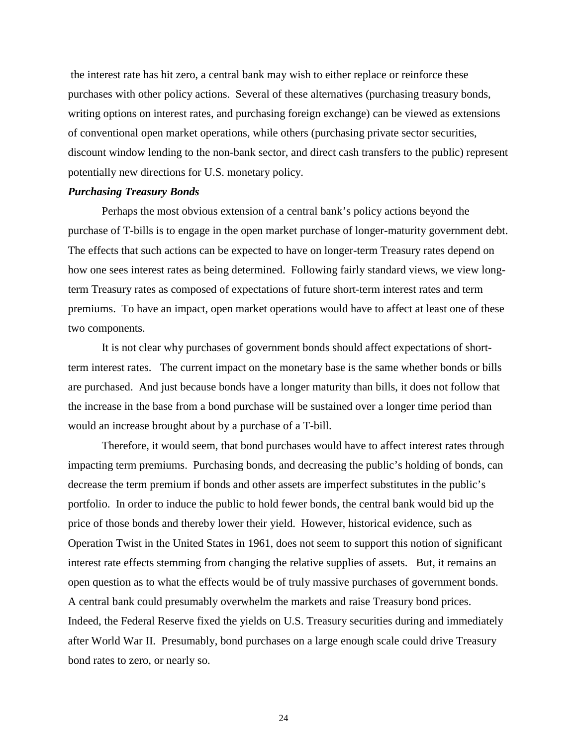the interest rate has hit zero, a central bank may wish to either replace or reinforce these purchases with other policy actions. Several of these alternatives (purchasing treasury bonds, writing options on interest rates, and purchasing foreign exchange) can be viewed as extensions of conventional open market operations, while others (purchasing private sector securities, discount window lending to the non-bank sector, and direct cash transfers to the public) represent potentially new directions for U.S. monetary policy.

***Purchasing Treasury Bonds***

Perhaps the most obvious extension of a central bank's policy actions beyond the purchase of T-bills is to engage in the open market purchase of longer-maturity government debt. The effects that such actions can be expected to have on longer-term Treasury rates depend on how one sees interest rates as being determined. Following fairly standard views, we view long-term Treasury rates as composed of expectations of future short-term interest rates and term premiums. To have an impact, open market operations would have to affect at least one of these two components.

It is not clear why purchases of government bonds should affect expectations of short-term interest rates. The current impact on the monetary base is the same whether bonds or bills are purchased. And just because bonds have a longer maturity than bills, it does not follow that the increase in the base from a bond purchase will be sustained over a longer time period than would an increase brought about by a purchase of a T-bill.

Therefore, it would seem, that bond purchases would have to affect interest rates through impacting term premiums. Purchasing bonds, and decreasing the public's holding of bonds, can decrease the term premium if bonds and other assets are imperfect substitutes in the public's portfolio. In order to induce the public to hold fewer bonds, the central bank would bid up the price of those bonds and thereby lower their yield. However, historical evidence, such as Operation Twist in the United States in 1961, does not seem to support this notion of significant interest rate effects stemming from changing the relative supplies of assets. But, it remains an open question as to what the effects would be of truly massive purchases of government bonds. A central bank could presumably overwhelm the markets and raise Treasury bond prices. Indeed, the Federal Reserve fixed the yields on U.S. Treasury securities during and immediately after World War II. Presumably, bond purchases on a large enough scale could drive Treasury bond rates to zero, or nearly so.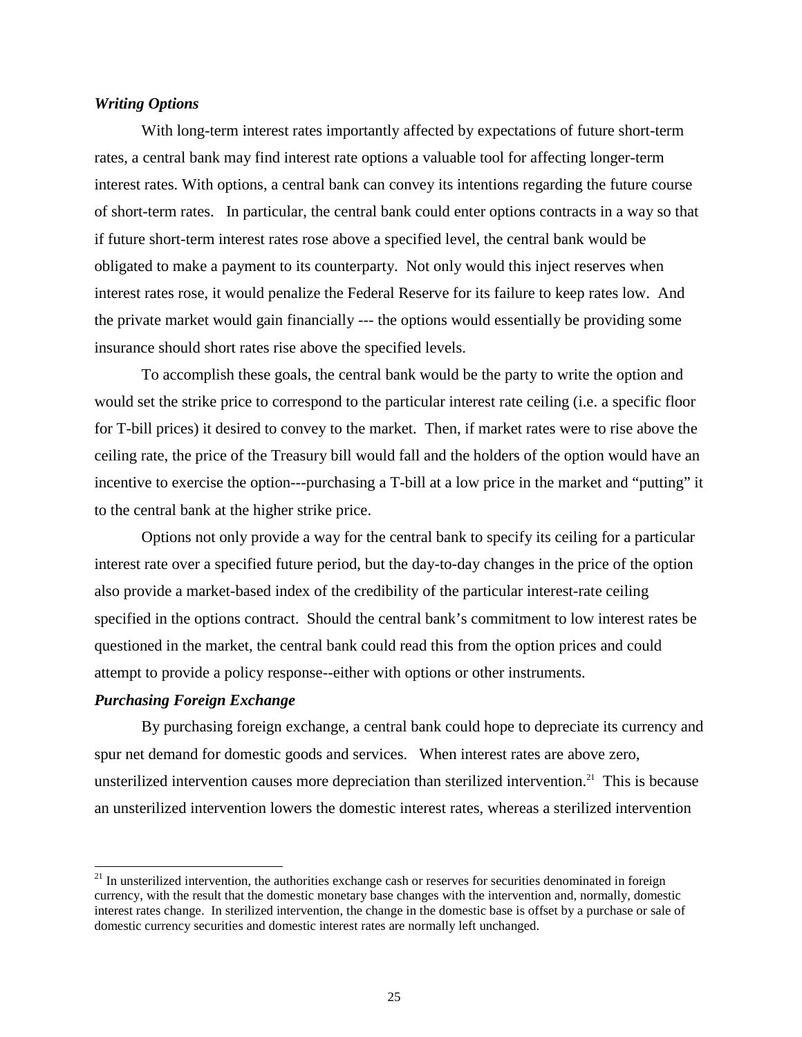***Writing Options***

With long-term interest rates importantly affected by expectations of future short-term rates, a central bank may find interest rate options a valuable tool for affecting longer-term interest rates. With options, a central bank can convey its intentions regarding the future course of short-term rates. In particular, the central bank could enter options contracts in a way so that if future short-term interest rates rose above a specified level, the central bank would be obligated to make a payment to its counterparty. Not only would this inject reserves when interest rates rose, it would penalize the Federal Reserve for its failure to keep rates low. And the private market would gain financially --- the options would essentially be providing some insurance should short rates rise above the specified levels.

To accomplish these goals, the central bank would be the party to write the option and would set the strike price to correspond to the particular interest rate ceiling (i.e. a specific floor for T-bill prices) it desired to convey to the market. Then, if market rates were to rise above the ceiling rate, the price of the Treasury bill would fall and the holders of the option would have an incentive to exercise the option---purchasing a T-bill at a low price in the market and "putting" it to the central bank at the higher strike price.

Options not only provide a way for the central bank to specify its ceiling for a particular interest rate over a specified future period, but the day-to-day changes in the price of the option also provide a market-based index of the credibility of the particular interest-rate ceiling specified in the options contract. Should the central bank's commitment to low interest rates be questioned in the market, the central bank could read this from the option prices and could attempt to provide a policy response--either with options or other instruments.

***Purchasing Foreign Exchange***

By purchasing foreign exchange, a central bank could hope to depreciate its currency and spur net demand for domestic goods and services. When interest rates are above zero, unsterilized intervention causes more depreciation than sterilized intervention.[21] This is because an unsterilized intervention lowers the domestic interest rates, whereas a sterilized intervention

[21] In unsterilized intervention, the authorities exchange cash or reserves for securities denominated in foreign currency, with the result that the domestic monetary base changes with the intervention and, normally, domestic interest rates change. In sterilized intervention, the change in the domestic base is offset by a purchase or sale of domestic currency securities and domestic interest rates are normally left unchanged.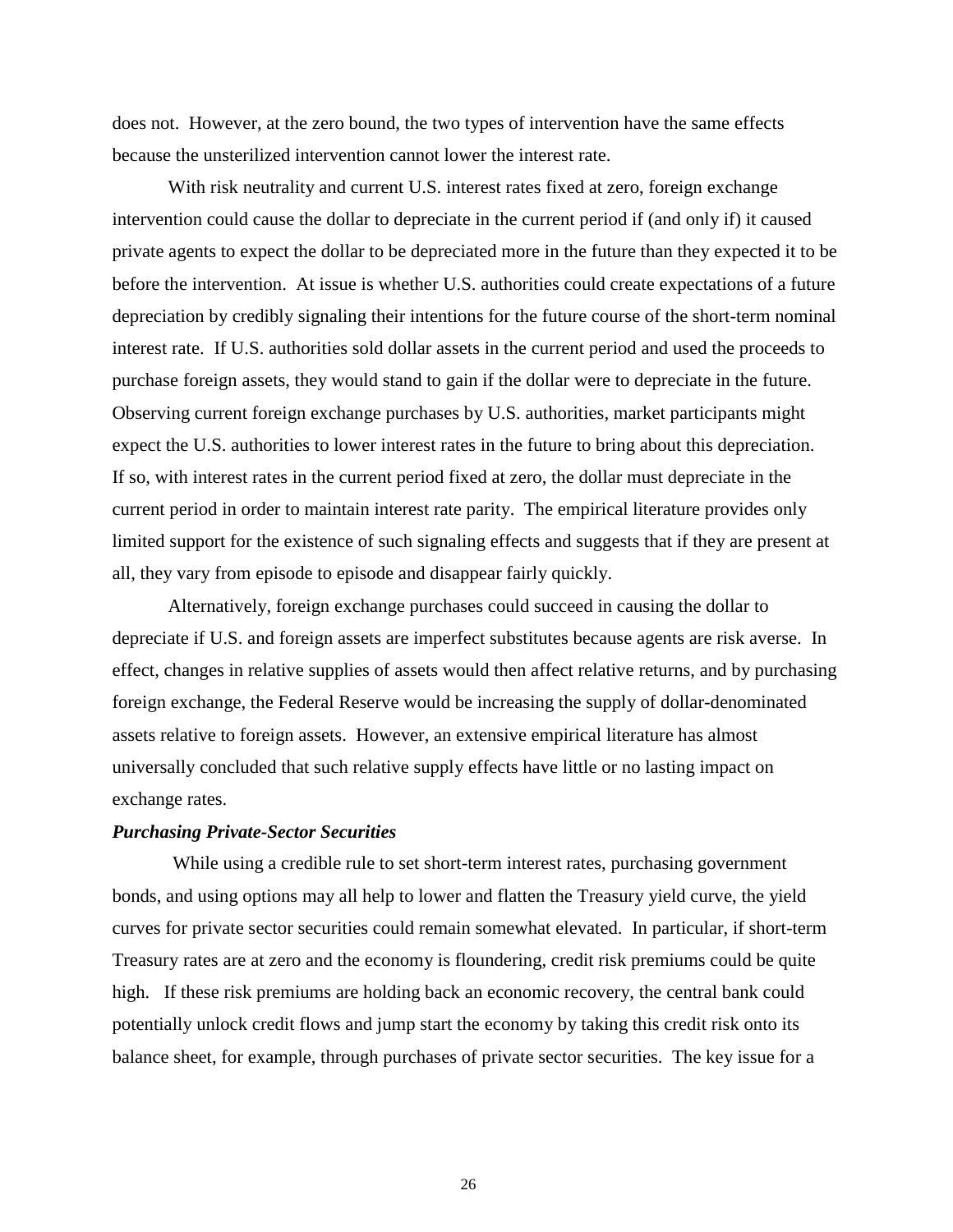does not. However, at the zero bound, the two types of intervention have the same effects because the unsterilized intervention cannot lower the interest rate.

With risk neutrality and current U.S. interest rates fixed at zero, foreign exchange intervention could cause the dollar to depreciate in the current period if (and only if) it caused private agents to expect the dollar to be depreciated more in the future than they expected it to be before the intervention. At issue is whether U.S. authorities could create expectations of a future depreciation by credibly signaling their intentions for the future course of the short-term nominal interest rate. If U.S. authorities sold dollar assets in the current period and used the proceeds to purchase foreign assets, they would stand to gain if the dollar were to depreciate in the future. Observing current foreign exchange purchases by U.S. authorities, market participants might expect the U.S. authorities to lower interest rates in the future to bring about this depreciation. If so, with interest rates in the current period fixed at zero, the dollar must depreciate in the current period in order to maintain interest rate parity. The empirical literature provides only limited support for the existence of such signaling effects and suggests that if they are present at all, they vary from episode to episode and disappear fairly quickly.

Alternatively, foreign exchange purchases could succeed in causing the dollar to depreciate if U.S. and foreign assets are imperfect substitutes because agents are risk averse. In effect, changes in relative supplies of assets would then affect relative returns, and by purchasing foreign exchange, the Federal Reserve would be increasing the supply of dollar-denominated assets relative to foreign assets. However, an extensive empirical literature has almost universally concluded that such relative supply effects have little or no lasting impact on exchange rates.

***Purchasing Private-Sector Securities***

While using a credible rule to set short-term interest rates, purchasing government bonds, and using options may all help to lower and flatten the Treasury yield curve, the yield curves for private sector securities could remain somewhat elevated. In particular, if short-term Treasury rates are at zero and the economy is floundering, credit risk premiums could be quite high. If these risk premiums are holding back an economic recovery, the central bank could potentially unlock credit flows and jump start the economy by taking this credit risk onto its balance sheet, for example, through purchases of private sector securities. The key issue for a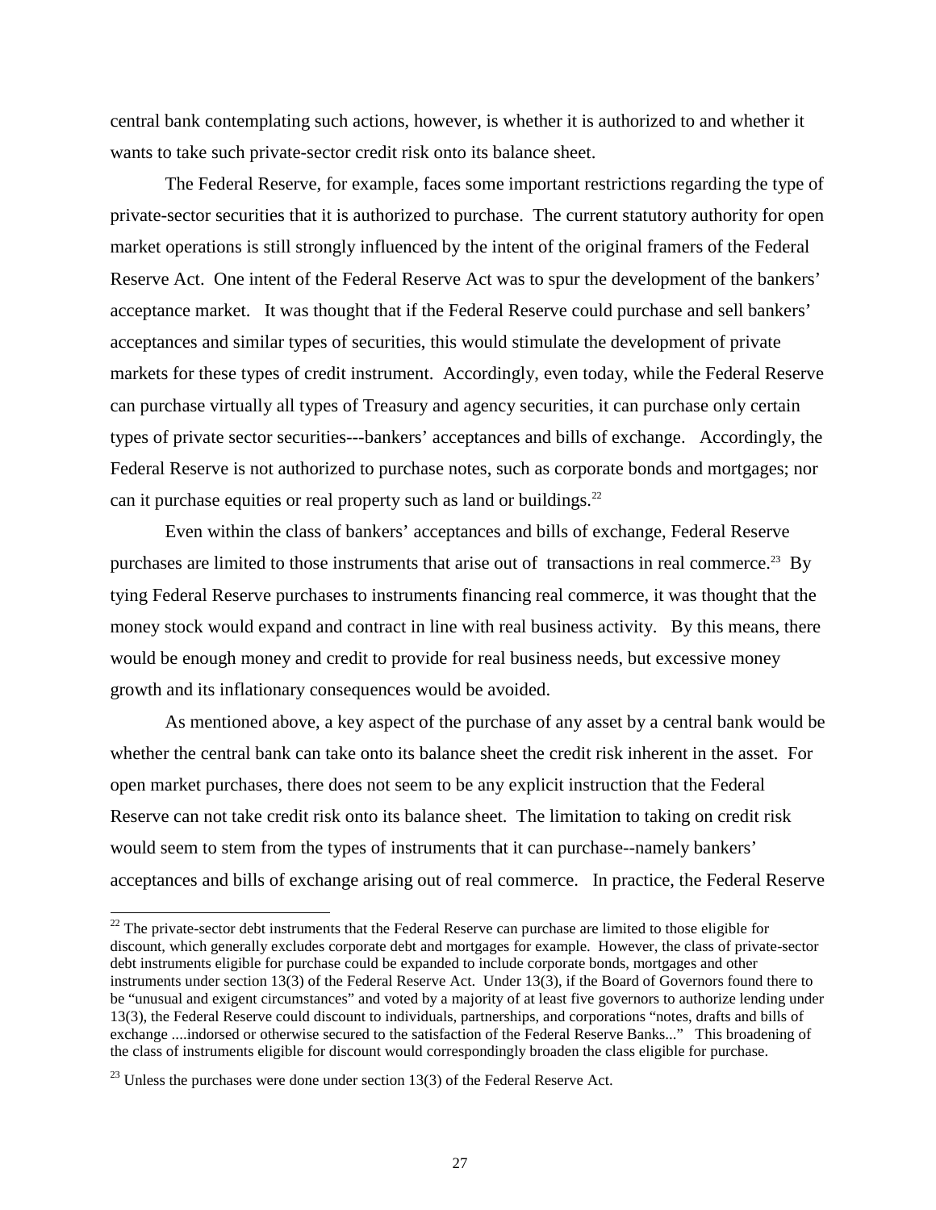central bank contemplating such actions, however, is whether it is authorized to and whether it wants to take such private-sector credit risk onto its balance sheet.

The Federal Reserve, for example, faces some important restrictions regarding the type of private-sector securities that it is authorized to purchase. The current statutory authority for open market operations is still strongly influenced by the intent of the original framers of the Federal Reserve Act. One intent of the Federal Reserve Act was to spur the development of the bankers' acceptance market. It was thought that if the Federal Reserve could purchase and sell bankers' acceptances and similar types of securities, this would stimulate the development of private markets for these types of credit instrument. Accordingly, even today, while the Federal Reserve can purchase virtually all types of Treasury and agency securities, it can purchase only certain types of private sector securities---bankers' acceptances and bills of exchange. Accordingly, the Federal Reserve is not authorized to purchase notes, such as corporate bonds and mortgages; nor can it purchase equities or real property such as land or buildings.[22]

Even within the class of bankers' acceptances and bills of exchange, Federal Reserve purchases are limited to those instruments that arise out of transactions in real commerce.[23] By tying Federal Reserve purchases to instruments financing real commerce, it was thought that the money stock would expand and contract in line with real business activity. By this means, there would be enough money and credit to provide for real business needs, but excessive money growth and its inflationary consequences would be avoided.

As mentioned above, a key aspect of the purchase of any asset by a central bank would be whether the central bank can take onto its balance sheet the credit risk inherent in the asset. For open market purchases, there does not seem to be any explicit instruction that the Federal Reserve can not take credit risk onto its balance sheet. The limitation to taking on credit risk would seem to stem from the types of instruments that it can purchase--namely bankers' acceptances and bills of exchange arising out of real commerce. In practice, the Federal Reserve

---

[22] The private-sector debt instruments that the Federal Reserve can purchase are limited to those eligible for discount, which generally excludes corporate debt and mortgages for example. However, the class of private-sector debt instruments eligible for purchase could be expanded to include corporate bonds, mortgages and other instruments under section 13(3) of the Federal Reserve Act. Under 13(3), if the Board of Governors found there to be "unusual and exigent circumstances" and voted by a majority of at least five governors to authorize lending under 13(3), the Federal Reserve could discount to individuals, partnerships, and corporations "notes, drafts and bills of exchange ....indorsed or otherwise secured to the satisfaction of the Federal Reserve Banks..." This broadening of the class of instruments eligible for discount would correspondingly broaden the class eligible for purchase.

[23] Unless the purchases were done under section 13(3) of the Federal Reserve Act.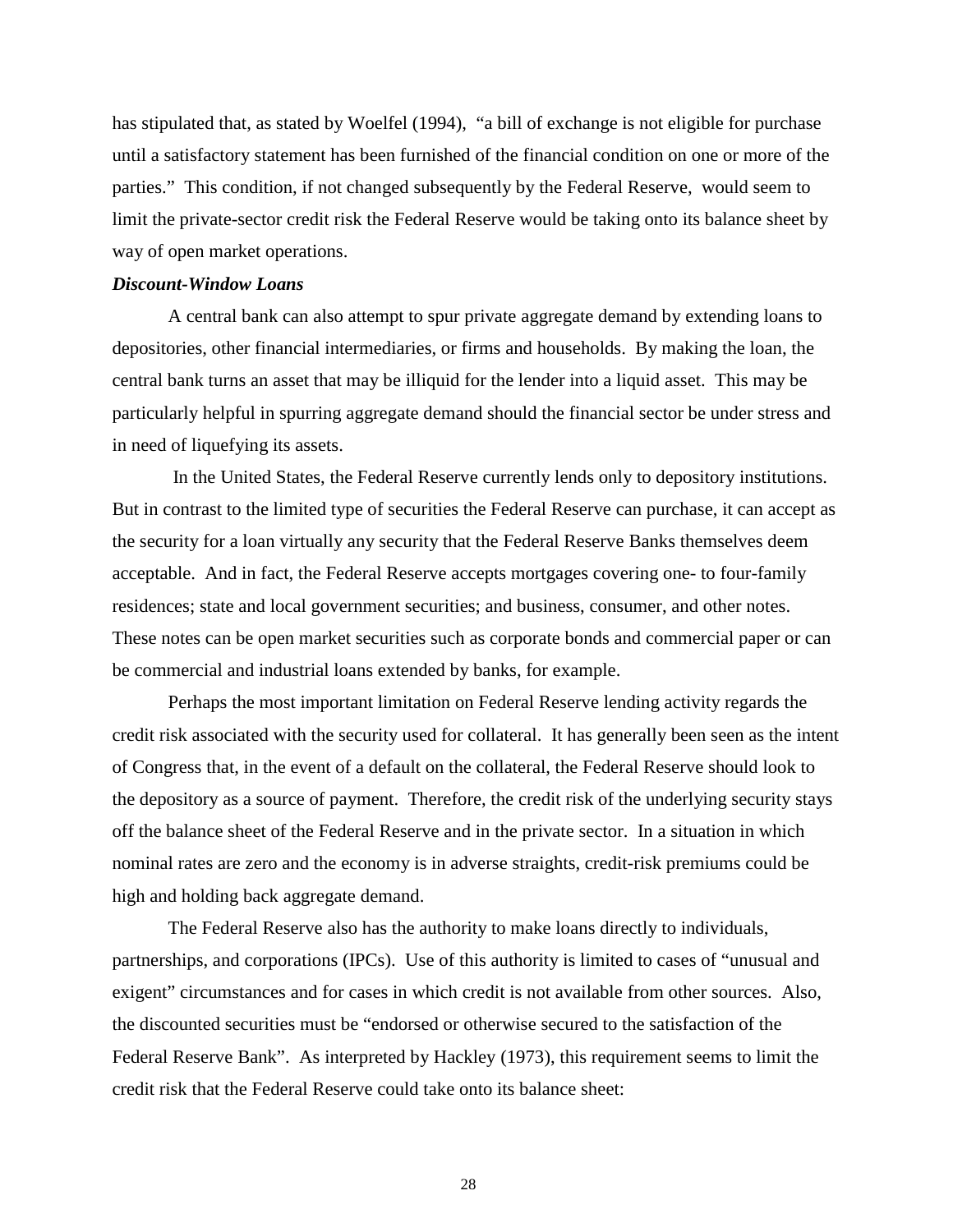has stipulated that, as stated by Woelfel (1994), "a bill of exchange is not eligible for purchase until a satisfactory statement has been furnished of the financial condition on one or more of the parties." This condition, if not changed subsequently by the Federal Reserve, would seem to limit the private-sector credit risk the Federal Reserve would be taking onto its balance sheet by way of open market operations.

***Discount-Window Loans***

A central bank can also attempt to spur private aggregate demand by extending loans to depositories, other financial intermediaries, or firms and households. By making the loan, the central bank turns an asset that may be illiquid for the lender into a liquid asset. This may be particularly helpful in spurring aggregate demand should the financial sector be under stress and in need of liquefying its assets.

In the United States, the Federal Reserve currently lends only to depository institutions. But in contrast to the limited type of securities the Federal Reserve can purchase, it can accept as the security for a loan virtually any security that the Federal Reserve Banks themselves deem acceptable. And in fact, the Federal Reserve accepts mortgages covering one- to four-family residences; state and local government securities; and business, consumer, and other notes. These notes can be open market securities such as corporate bonds and commercial paper or can be commercial and industrial loans extended by banks, for example.

Perhaps the most important limitation on Federal Reserve lending activity regards the credit risk associated with the security used for collateral. It has generally been seen as the intent of Congress that, in the event of a default on the collateral, the Federal Reserve should look to the depository as a source of payment. Therefore, the credit risk of the underlying security stays off the balance sheet of the Federal Reserve and in the private sector. In a situation in which nominal rates are zero and the economy is in adverse straights, credit-risk premiums could be high and holding back aggregate demand.

The Federal Reserve also has the authority to make loans directly to individuals, partnerships, and corporations (IPCs). Use of this authority is limited to cases of "unusual and exigent" circumstances and for cases in which credit is not available from other sources. Also, the discounted securities must be "endorsed or otherwise secured to the satisfaction of the Federal Reserve Bank". As interpreted by Hackley (1973), this requirement seems to limit the credit risk that the Federal Reserve could take onto its balance sheet: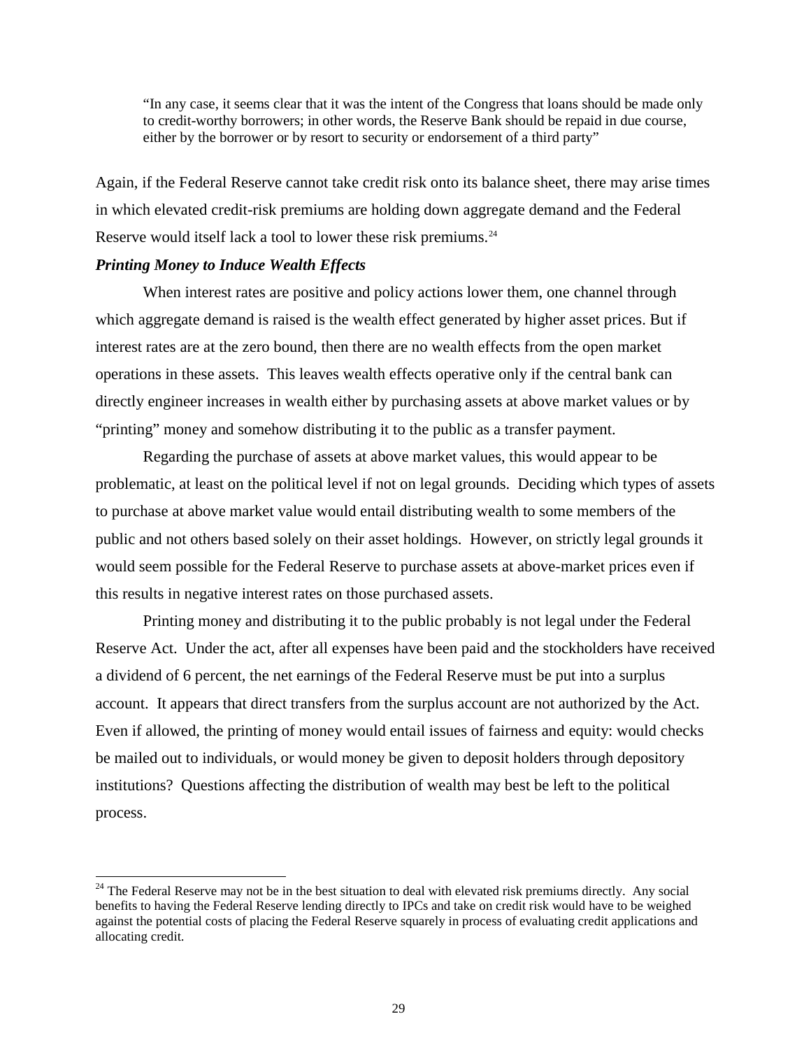> "In any case, it seems clear that it was the intent of the Congress that loans should be made only to credit-worthy borrowers; in other words, the Reserve Bank should be repaid in due course, either by the borrower or by resort to security or endorsement of a third party"

Again, if the Federal Reserve cannot take credit risk onto its balance sheet, there may arise times in which elevated credit-risk premiums are holding down aggregate demand and the Federal Reserve would itself lack a tool to lower these risk premiums.[24]

***Printing Money to Induce Wealth Effects***

When interest rates are positive and policy actions lower them, one channel through which aggregate demand is raised is the wealth effect generated by higher asset prices. But if interest rates are at the zero bound, then there are no wealth effects from the open market operations in these assets. This leaves wealth effects operative only if the central bank can directly engineer increases in wealth either by purchasing assets at above market values or by "printing" money and somehow distributing it to the public as a transfer payment.

Regarding the purchase of assets at above market values, this would appear to be problematic, at least on the political level if not on legal grounds. Deciding which types of assets to purchase at above market value would entail distributing wealth to some members of the public and not others based solely on their asset holdings. However, on strictly legal grounds it would seem possible for the Federal Reserve to purchase assets at above-market prices even if this results in negative interest rates on those purchased assets.

Printing money and distributing it to the public probably is not legal under the Federal Reserve Act. Under the act, after all expenses have been paid and the stockholders have received a dividend of 6 percent, the net earnings of the Federal Reserve must be put into a surplus account. It appears that direct transfers from the surplus account are not authorized by the Act. Even if allowed, the printing of money would entail issues of fairness and equity: would checks be mailed out to individuals, or would money be given to deposit holders through depository institutions? Questions affecting the distribution of wealth may best be left to the political process.

[24] The Federal Reserve may not be in the best situation to deal with elevated risk premiums directly. Any social benefits to having the Federal Reserve lending directly to IPCs and take on credit risk would have to be weighed against the potential costs of placing the Federal Reserve squarely in process of evaluating credit applications and allocating credit.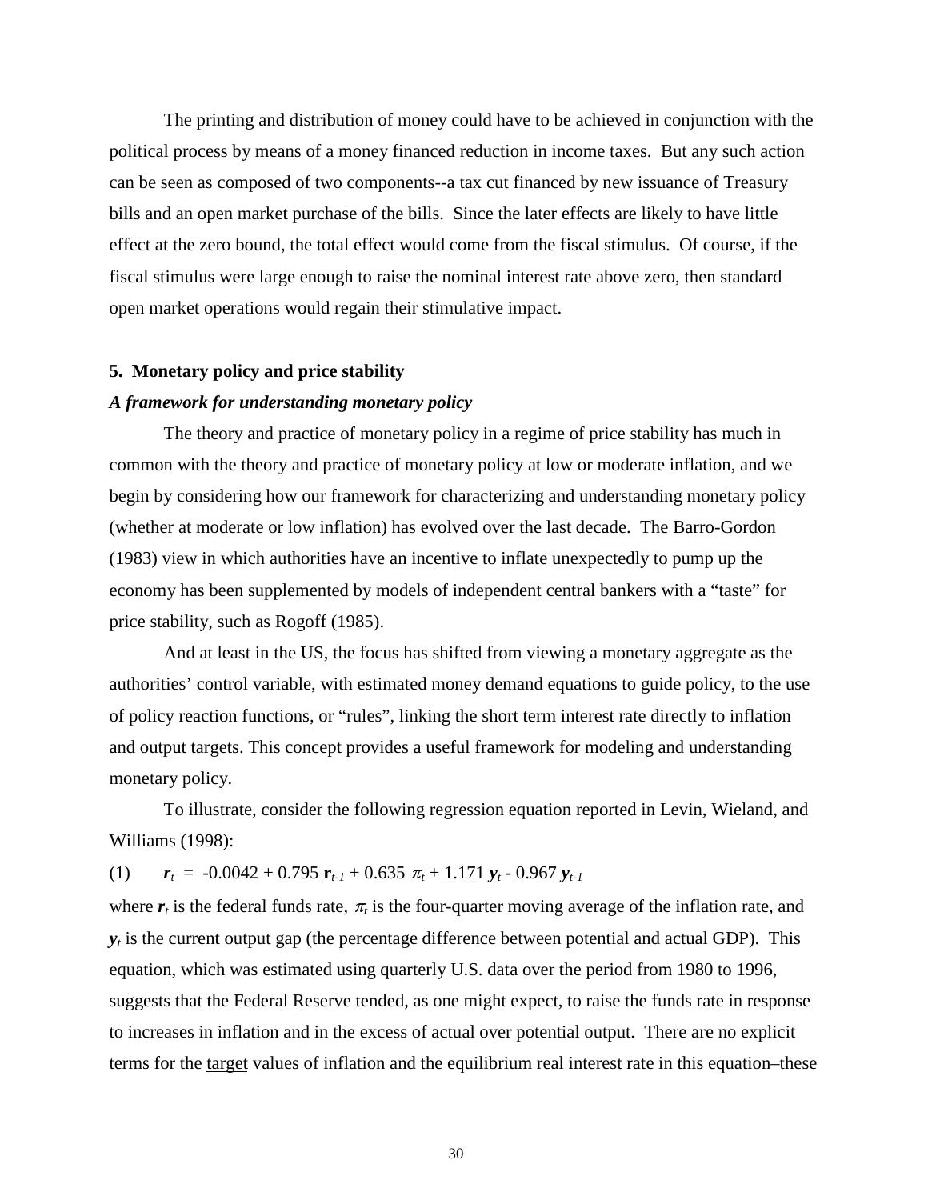The printing and distribution of money could have to be achieved in conjunction with the political process by means of a money financed reduction in income taxes. But any such action can be seen as composed of two components--a tax cut financed by new issuance of Treasury bills and an open market purchase of the bills. Since the later effects are likely to have little effect at the zero bound, the total effect would come from the fiscal stimulus. Of course, if the fiscal stimulus were large enough to raise the nominal interest rate above zero, then standard open market operations would regain their stimulative impact.

## 5. Monetary policy and price stability

### *A framework for understanding monetary policy*

The theory and practice of monetary policy in a regime of price stability has much in common with the theory and practice of monetary policy at low or moderate inflation, and we begin by considering how our framework for characterizing and understanding monetary policy (whether at moderate or low inflation) has evolved over the last decade. The Barro-Gordon (1983) view in which authorities have an incentive to inflate unexpectedly to pump up the economy has been supplemented by models of independent central bankers with a "taste" for price stability, such as Rogoff (1985).

And at least in the US, the focus has shifted from viewing a monetary aggregate as the authorities' control variable, with estimated money demand equations to guide policy, to the use of policy reaction functions, or "rules", linking the short term interest rate directly to inflation and output targets. This concept provides a useful framework for modeling and understanding monetary policy.

To illustrate, consider the following regression equation reported in Levin, Wieland, and Williams (1998):

$$(1) \qquad \boldsymbol{r}_t = -0.0042 + 0.795\, \mathbf{r}_{t-1} + 0.635\, \pi_t + 1.171\, \boldsymbol{y}_t - 0.967\, \boldsymbol{y}_{t-1}$$

where $\boldsymbol{r}_t$ is the federal funds rate, $\pi_t$ is the four-quarter moving average of the inflation rate, and $\boldsymbol{y}_t$ is the current output gap (the percentage difference between potential and actual GDP). This equation, which was estimated using quarterly U.S. data over the period from 1980 to 1996, suggests that the Federal Reserve tended, as one might expect, to raise the funds rate in response to increases in inflation and in the excess of actual over potential output. There are no explicit terms for the target values of inflation and the equilibrium real interest rate in this equation–these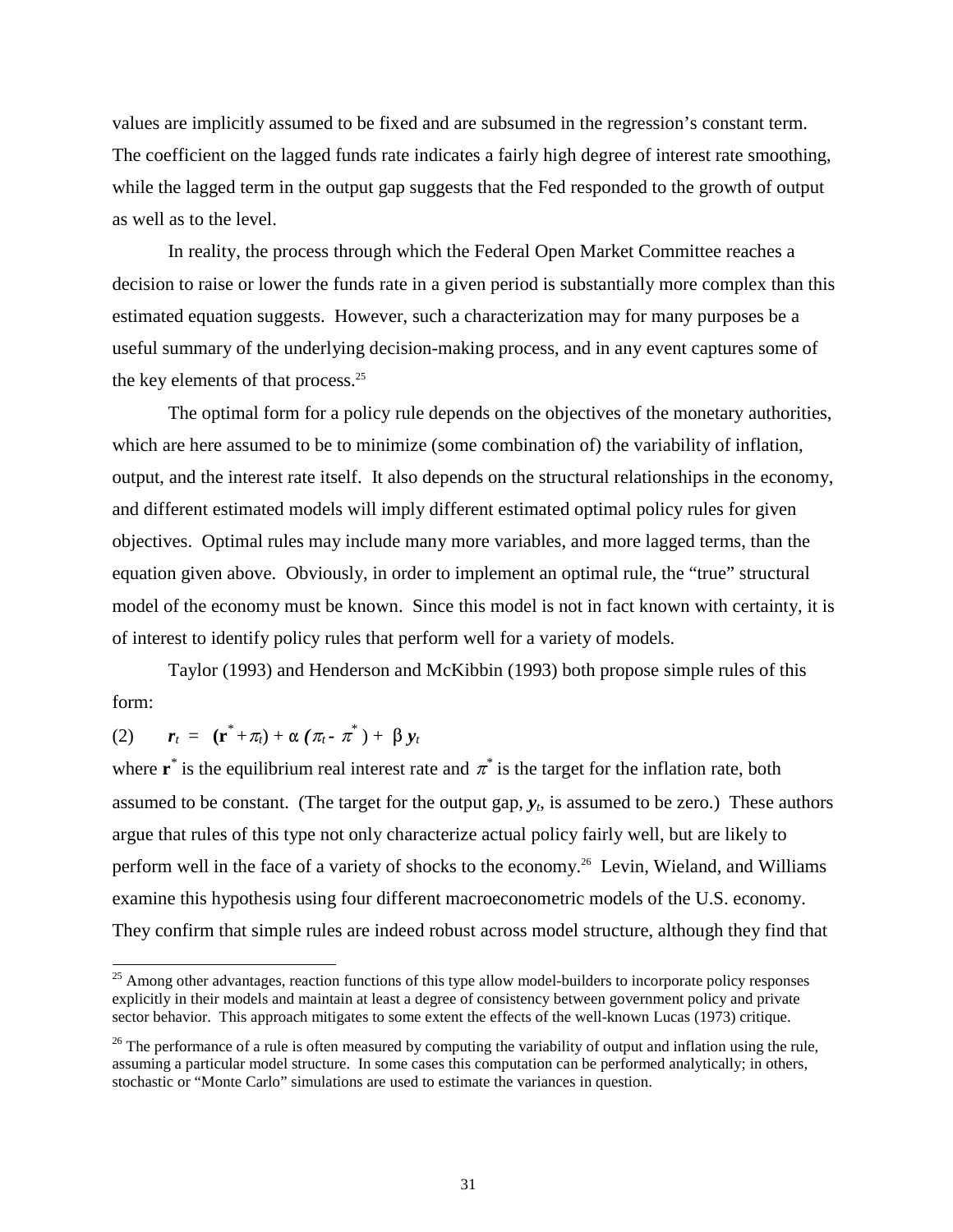values are implicitly assumed to be fixed and are subsumed in the regression's constant term. The coefficient on the lagged funds rate indicates a fairly high degree of interest rate smoothing, while the lagged term in the output gap suggests that the Fed responded to the growth of output as well as to the level.

In reality, the process through which the Federal Open Market Committee reaches a decision to raise or lower the funds rate in a given period is substantially more complex than this estimated equation suggests. However, such a characterization may for many purposes be a useful summary of the underlying decision-making process, and in any event captures some of the key elements of that process.[25]

The optimal form for a policy rule depends on the objectives of the monetary authorities, which are here assumed to be to minimize (some combination of) the variability of inflation, output, and the interest rate itself. It also depends on the structural relationships in the economy, and different estimated models will imply different estimated optimal policy rules for given objectives. Optimal rules may include many more variables, and more lagged terms, than the equation given above. Obviously, in order to implement an optimal rule, the "true" structural model of the economy must be known. Since this model is not in fact known with certainty, it is of interest to identify policy rules that perform well for a variety of models.

Taylor (1993) and Henderson and McKibbin (1993) both propose simple rules of this form:

$$(2) \qquad \boldsymbol{r}_t \;=\; (\mathbf{r}^* + \pi_t) + \alpha\,(\pi_t - \pi^*) + \beta\,\boldsymbol{y}_t$$

where $\mathbf{r}^*$ is the equilibrium real interest rate and $\pi^*$ is the target for the inflation rate, both assumed to be constant. (The target for the output gap, $\boldsymbol{y}_t$, is assumed to be zero.) These authors argue that rules of this type not only characterize actual policy fairly well, but are likely to perform well in the face of a variety of shocks to the economy.[26] Levin, Wieland, and Williams examine this hypothesis using four different macroeconometric models of the U.S. economy. They confirm that simple rules are indeed robust across model structure, although they find that

[25] Among other advantages, reaction functions of this type allow model-builders to incorporate policy responses explicitly in their models and maintain at least a degree of consistency between government policy and private sector behavior. This approach mitigates to some extent the effects of the well-known Lucas (1973) critique.

[26] The performance of a rule is often measured by computing the variability of output and inflation using the rule, assuming a particular model structure. In some cases this computation can be performed analytically; in others, stochastic or "Monte Carlo" simulations are used to estimate the variances in question.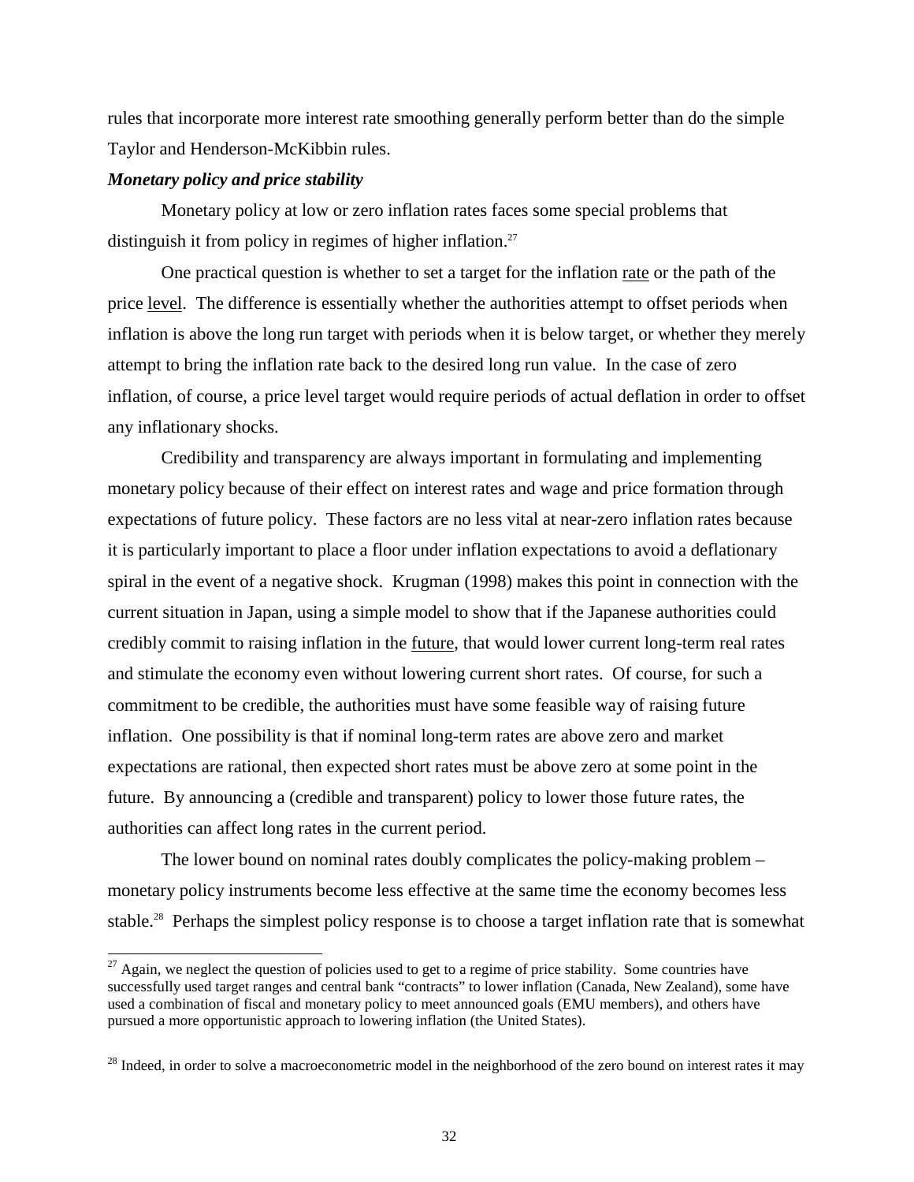rules that incorporate more interest rate smoothing generally perform better than do the simple Taylor and Henderson-McKibbin rules.

***Monetary policy and price stability***

Monetary policy at low or zero inflation rates faces some special problems that distinguish it from policy in regimes of higher inflation.[27]

One practical question is whether to set a target for the inflation rate or the path of the price level. The difference is essentially whether the authorities attempt to offset periods when inflation is above the long run target with periods when it is below target, or whether they merely attempt to bring the inflation rate back to the desired long run value. In the case of zero inflation, of course, a price level target would require periods of actual deflation in order to offset any inflationary shocks.

Credibility and transparency are always important in formulating and implementing monetary policy because of their effect on interest rates and wage and price formation through expectations of future policy. These factors are no less vital at near-zero inflation rates because it is particularly important to place a floor under inflation expectations to avoid a deflationary spiral in the event of a negative shock. Krugman (1998) makes this point in connection with the current situation in Japan, using a simple model to show that if the Japanese authorities could credibly commit to raising inflation in the future, that would lower current long-term real rates and stimulate the economy even without lowering current short rates. Of course, for such a commitment to be credible, the authorities must have some feasible way of raising future inflation. One possibility is that if nominal long-term rates are above zero and market expectations are rational, then expected short rates must be above zero at some point in the future. By announcing a (credible and transparent) policy to lower those future rates, the authorities can affect long rates in the current period.

The lower bound on nominal rates doubly complicates the policy-making problem – monetary policy instruments become less effective at the same time the economy becomes less stable.[28] Perhaps the simplest policy response is to choose a target inflation rate that is somewhat

---

[27] Again, we neglect the question of policies used to get to a regime of price stability. Some countries have successfully used target ranges and central bank "contracts" to lower inflation (Canada, New Zealand), some have used a combination of fiscal and monetary policy to meet announced goals (EMU members), and others have pursued a more opportunistic approach to lowering inflation (the United States).

[28] Indeed, in order to solve a macroeconometric model in the neighborhood of the zero bound on interest rates it may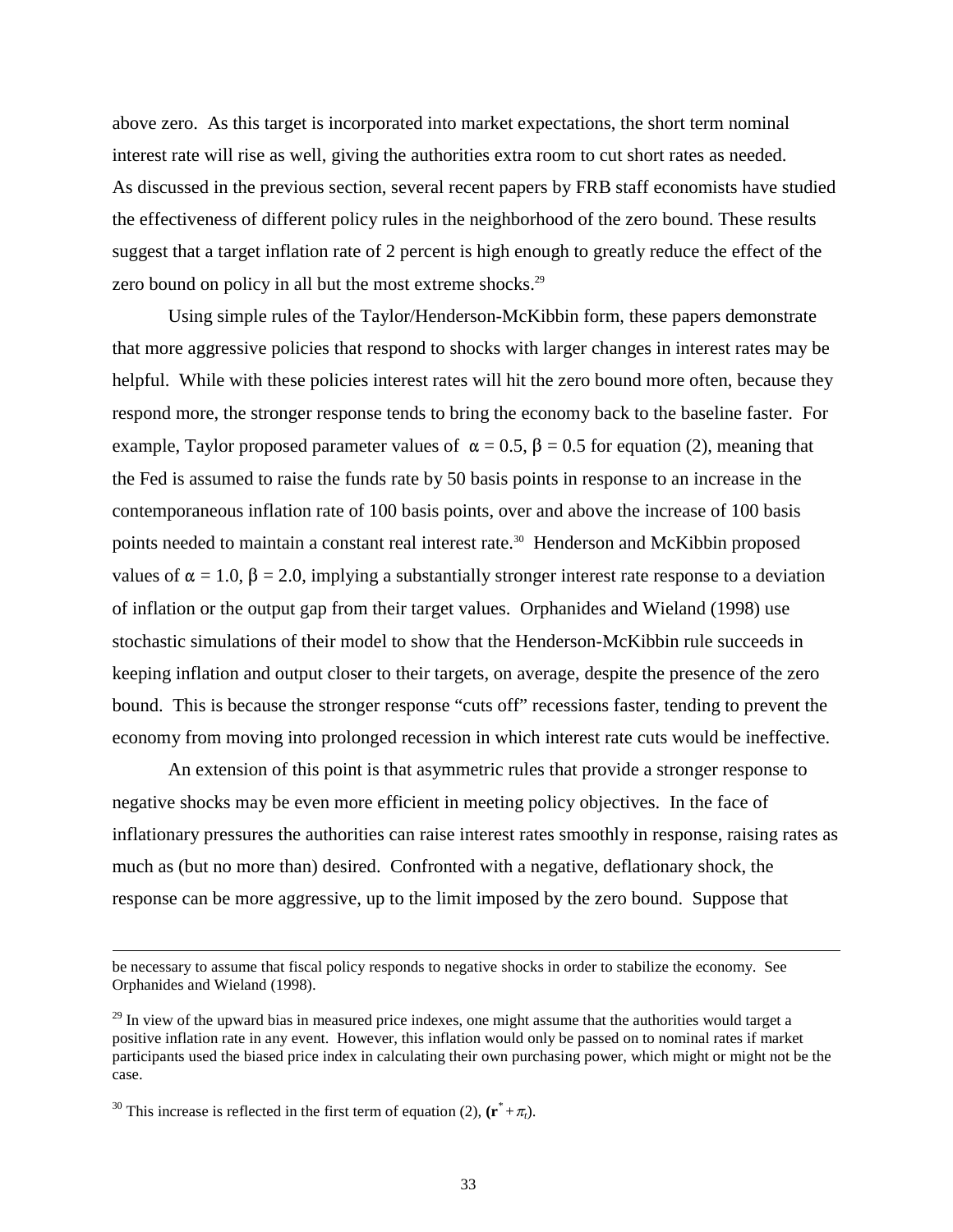above zero. As this target is incorporated into market expectations, the short term nominal interest rate will rise as well, giving the authorities extra room to cut short rates as needed. As discussed in the previous section, several recent papers by FRB staff economists have studied the effectiveness of different policy rules in the neighborhood of the zero bound. These results suggest that a target inflation rate of 2 percent is high enough to greatly reduce the effect of the zero bound on policy in all but the most extreme shocks.[29]

Using simple rules of the Taylor/Henderson-McKibbin form, these papers demonstrate that more aggressive policies that respond to shocks with larger changes in interest rates may be helpful. While with these policies interest rates will hit the zero bound more often, because they respond more, the stronger response tends to bring the economy back to the baseline faster. For example, Taylor proposed parameter values of $\alpha = 0.5$, $\beta = 0.5$ for equation (2), meaning that the Fed is assumed to raise the funds rate by 50 basis points in response to an increase in the contemporaneous inflation rate of 100 basis points, over and above the increase of 100 basis points needed to maintain a constant real interest rate.[30] Henderson and McKibbin proposed values of $\alpha = 1.0$, $\beta = 2.0$, implying a substantially stronger interest rate response to a deviation of inflation or the output gap from their target values. Orphanides and Wieland (1998) use stochastic simulations of their model to show that the Henderson-McKibbin rule succeeds in keeping inflation and output closer to their targets, on average, despite the presence of the zero bound. This is because the stronger response "cuts off" recessions faster, tending to prevent the economy from moving into prolonged recession in which interest rate cuts would be ineffective.

An extension of this point is that asymmetric rules that provide a stronger response to negative shocks may be even more efficient in meeting policy objectives. In the face of inflationary pressures the authorities can raise interest rates smoothly in response, raising rates as much as (but no more than) desired. Confronted with a negative, deflationary shock, the response can be more aggressive, up to the limit imposed by the zero bound. Suppose that

---

be necessary to assume that fiscal policy responds to negative shocks in order to stabilize the economy. See Orphanides and Wieland (1998).

[29] In view of the upward bias in measured price indexes, one might assume that the authorities would target a positive inflation rate in any event. However, this inflation would only be passed on to nominal rates if market participants used the biased price index in calculating their own purchasing power, which might or might not be the case.

[30] This increase is reflected in the first term of equation (2), $(\mathbf{r}^* + \pi_t)$.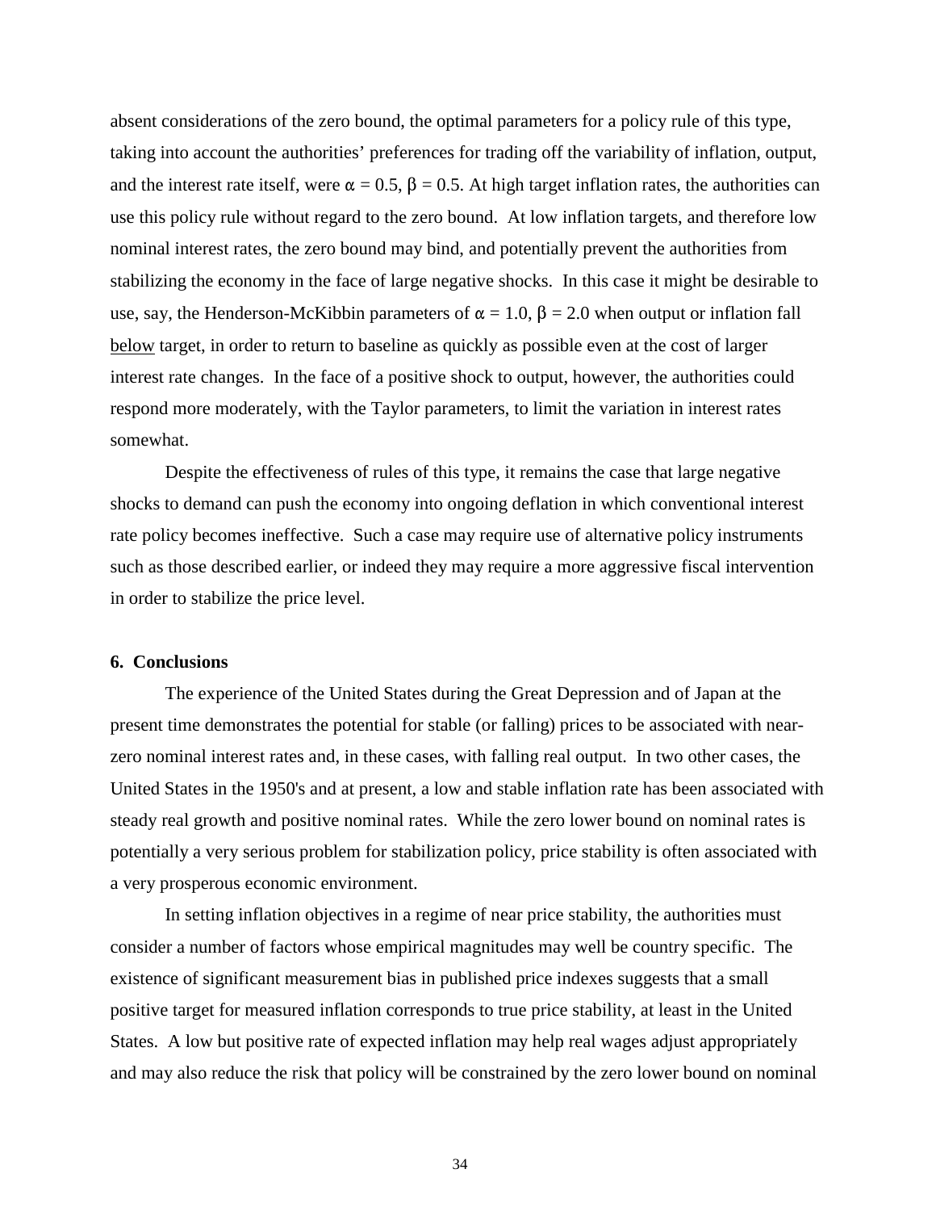absent considerations of the zero bound, the optimal parameters for a policy rule of this type, taking into account the authorities' preferences for trading off the variability of inflation, output, and the interest rate itself, were $\alpha = 0.5$, $\beta = 0.5$. At high target inflation rates, the authorities can use this policy rule without regard to the zero bound. At low inflation targets, and therefore low nominal interest rates, the zero bound may bind, and potentially prevent the authorities from stabilizing the economy in the face of large negative shocks. In this case it might be desirable to use, say, the Henderson-McKibbin parameters of $\alpha = 1.0$, $\beta = 2.0$ when output or inflation fall below target, in order to return to baseline as quickly as possible even at the cost of larger interest rate changes. In the face of a positive shock to output, however, the authorities could respond more moderately, with the Taylor parameters, to limit the variation in interest rates somewhat.

Despite the effectiveness of rules of this type, it remains the case that large negative shocks to demand can push the economy into ongoing deflation in which conventional interest rate policy becomes ineffective. Such a case may require use of alternative policy instruments such as those described earlier, or indeed they may require a more aggressive fiscal intervention in order to stabilize the price level.

## 6. Conclusions

The experience of the United States during the Great Depression and of Japan at the present time demonstrates the potential for stable (or falling) prices to be associated with near-zero nominal interest rates and, in these cases, with falling real output. In two other cases, the United States in the 1950's and at present, a low and stable inflation rate has been associated with steady real growth and positive nominal rates. While the zero lower bound on nominal rates is potentially a very serious problem for stabilization policy, price stability is often associated with a very prosperous economic environment.

In setting inflation objectives in a regime of near price stability, the authorities must consider a number of factors whose empirical magnitudes may well be country specific. The existence of significant measurement bias in published price indexes suggests that a small positive target for measured inflation corresponds to true price stability, at least in the United States. A low but positive rate of expected inflation may help real wages adjust appropriately and may also reduce the risk that policy will be constrained by the zero lower bound on nominal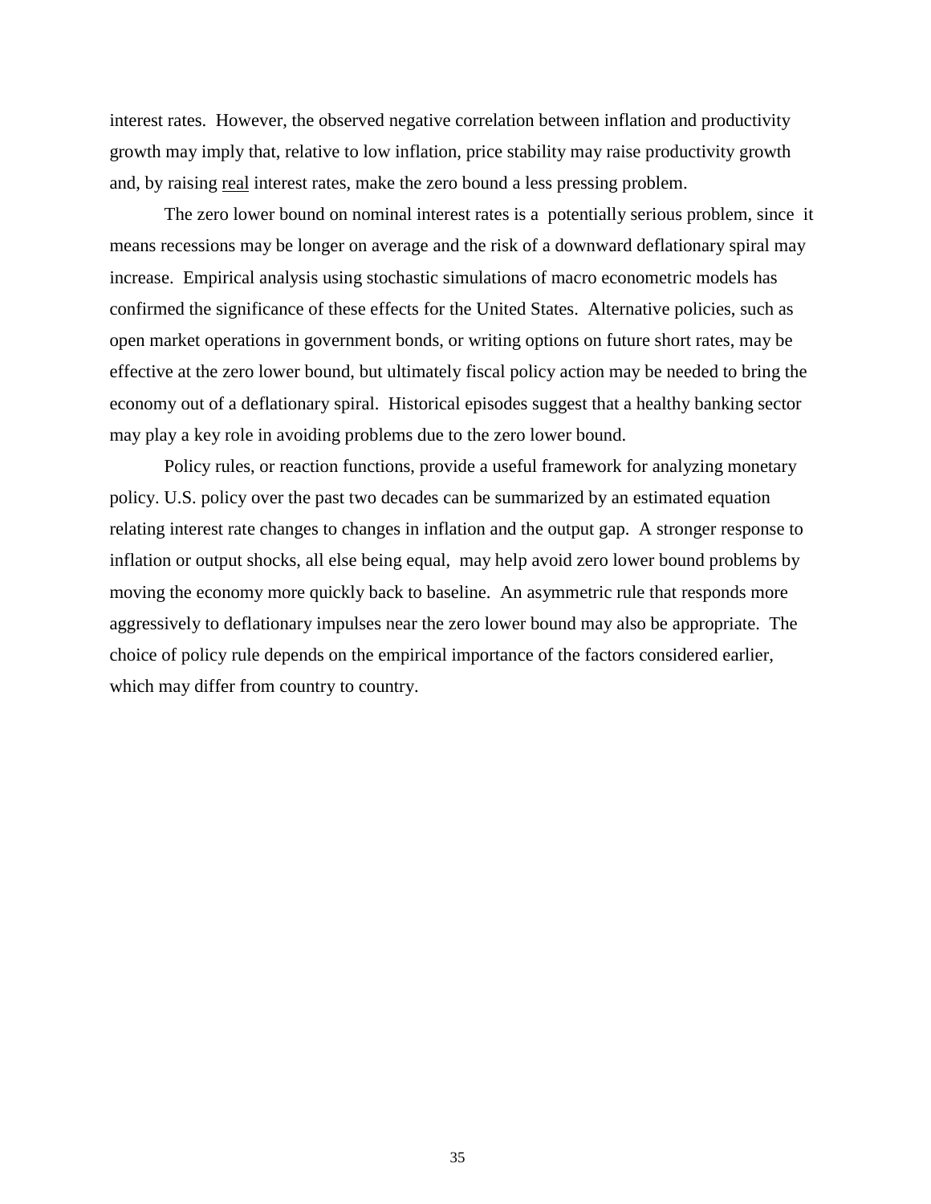interest rates. However, the observed negative correlation between inflation and productivity growth may imply that, relative to low inflation, price stability may raise productivity growth and, by raising <u>real</u> interest rates, make the zero bound a less pressing problem.

The zero lower bound on nominal interest rates is a potentially serious problem, since it means recessions may be longer on average and the risk of a downward deflationary spiral may increase. Empirical analysis using stochastic simulations of macro econometric models has confirmed the significance of these effects for the United States. Alternative policies, such as open market operations in government bonds, or writing options on future short rates, may be effective at the zero lower bound, but ultimately fiscal policy action may be needed to bring the economy out of a deflationary spiral. Historical episodes suggest that a healthy banking sector may play a key role in avoiding problems due to the zero lower bound.

Policy rules, or reaction functions, provide a useful framework for analyzing monetary policy. U.S. policy over the past two decades can be summarized by an estimated equation relating interest rate changes to changes in inflation and the output gap. A stronger response to inflation or output shocks, all else being equal, may help avoid zero lower bound problems by moving the economy more quickly back to baseline. An asymmetric rule that responds more aggressively to deflationary impulses near the zero lower bound may also be appropriate. The choice of policy rule depends on the empirical importance of the factors considered earlier, which may differ from country to country.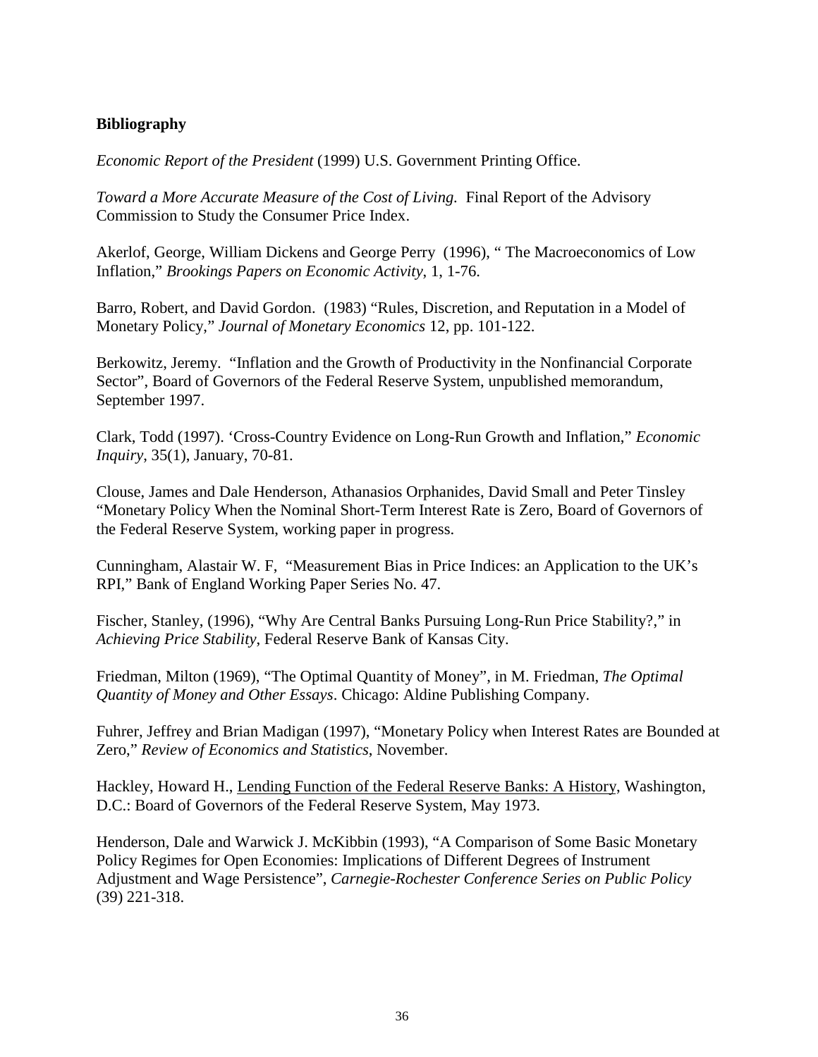**Bibliography**

*Economic Report of the President* (1999) U.S. Government Printing Office.

*Toward a More Accurate Measure of the Cost of Living.* Final Report of the Advisory Commission to Study the Consumer Price Index.

Akerlof, George, William Dickens and George Perry (1996), " The Macroeconomics of Low Inflation," *Brookings Papers on Economic Activity*, 1, 1-76.

Barro, Robert, and David Gordon. (1983) "Rules, Discretion, and Reputation in a Model of Monetary Policy," *Journal of Monetary Economics* 12, pp. 101-122.

Berkowitz, Jeremy. "Inflation and the Growth of Productivity in the Nonfinancial Corporate Sector", Board of Governors of the Federal Reserve System, unpublished memorandum, September 1997.

Clark, Todd (1997). 'Cross-Country Evidence on Long-Run Growth and Inflation," *Economic Inquiry*, 35(1), January, 70-81.

Clouse, James and Dale Henderson, Athanasios Orphanides, David Small and Peter Tinsley "Monetary Policy When the Nominal Short-Term Interest Rate is Zero, Board of Governors of the Federal Reserve System, working paper in progress.

Cunningham, Alastair W. F, "Measurement Bias in Price Indices: an Application to the UK's RPI," Bank of England Working Paper Series No. 47.

Fischer, Stanley, (1996), "Why Are Central Banks Pursuing Long-Run Price Stability?," in *Achieving Price Stability*, Federal Reserve Bank of Kansas City.

Friedman, Milton (1969), "The Optimal Quantity of Money", in M. Friedman, *The Optimal Quantity of Money and Other Essays*. Chicago: Aldine Publishing Company.

Fuhrer, Jeffrey and Brian Madigan (1997), "Monetary Policy when Interest Rates are Bounded at Zero," *Review of Economics and Statistics*, November.

Hackley, Howard H., Lending Function of the Federal Reserve Banks: A History, Washington, D.C.: Board of Governors of the Federal Reserve System, May 1973.

Henderson, Dale and Warwick J. McKibbin (1993), "A Comparison of Some Basic Monetary Policy Regimes for Open Economies: Implications of Different Degrees of Instrument Adjustment and Wage Persistence", *Carnegie-Rochester Conference Series on Public Policy* (39) 221-318.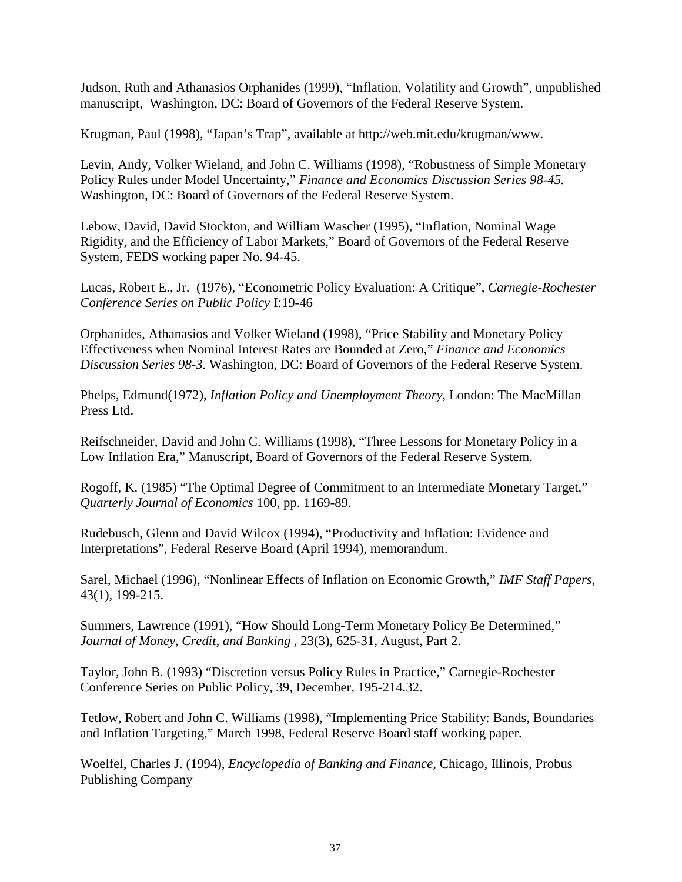Judson, Ruth and Athanasios Orphanides (1999), "Inflation, Volatility and Growth", unpublished manuscript, Washington, DC: Board of Governors of the Federal Reserve System.

Krugman, Paul (1998), "Japan's Trap", available at http://web.mit.edu/krugman/www.

Levin, Andy, Volker Wieland, and John C. Williams (1998), "Robustness of Simple Monetary Policy Rules under Model Uncertainty," *Finance and Economics Discussion Series 98-45.* Washington, DC: Board of Governors of the Federal Reserve System.

Lebow, David, David Stockton, and William Wascher (1995), "Inflation, Nominal Wage Rigidity, and the Efficiency of Labor Markets," Board of Governors of the Federal Reserve System, FEDS working paper No. 94-45.

Lucas, Robert E., Jr. (1976), "Econometric Policy Evaluation: A Critique", *Carnegie-Rochester Conference Series on Public Policy* I:19-46

Orphanides, Athanasios and Volker Wieland (1998), "Price Stability and Monetary Policy Effectiveness when Nominal Interest Rates are Bounded at Zero," *Finance and Economics Discussion Series 98-3.* Washington, DC: Board of Governors of the Federal Reserve System.

Phelps, Edmund(1972), *Inflation Policy and Unemployment Theory*, London: The MacMillan Press Ltd.

Reifschneider, David and John C. Williams (1998), "Three Lessons for Monetary Policy in a Low Inflation Era," Manuscript, Board of Governors of the Federal Reserve System.

Rogoff, K. (1985) "The Optimal Degree of Commitment to an Intermediate Monetary Target," *Quarterly Journal of Economics* 100, pp. 1169-89.

Rudebusch, Glenn and David Wilcox (1994), "Productivity and Inflation: Evidence and Interpretations", Federal Reserve Board (April 1994), memorandum.

Sarel, Michael (1996), "Nonlinear Effects of Inflation on Economic Growth," *IMF Staff Papers*, 43(1), 199-215.

Summers, Lawrence (1991), "How Should Long-Term Monetary Policy Be Determined," *Journal of Money, Credit, and Banking* , 23(3), 625-31, August, Part 2.

Taylor, John B. (1993) "Discretion versus Policy Rules in Practice," Carnegie-Rochester Conference Series on Public Policy, 39, December, 195-214.32.

Tetlow, Robert and John C. Williams (1998), "Implementing Price Stability: Bands, Boundaries and Inflation Targeting," March 1998, Federal Reserve Board staff working paper.

Woelfel, Charles J. (1994), *Encyclopedia of Banking and Finance,* Chicago, Illinois, Probus Publishing Company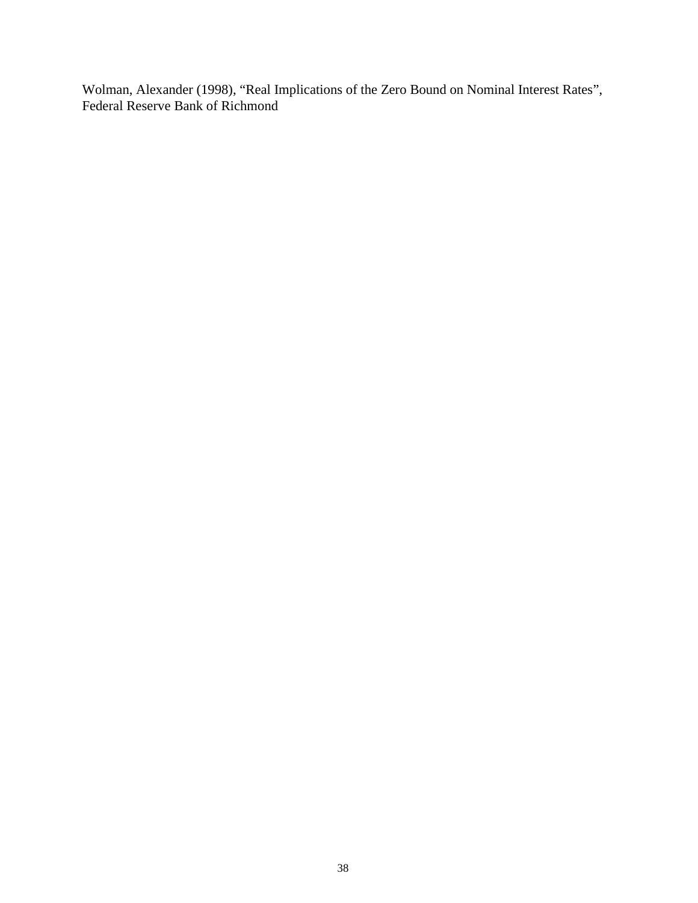Wolman, Alexander (1998), “Real Implications of the Zero Bound on Nominal Interest Rates”, Federal Reserve Bank of Richmond